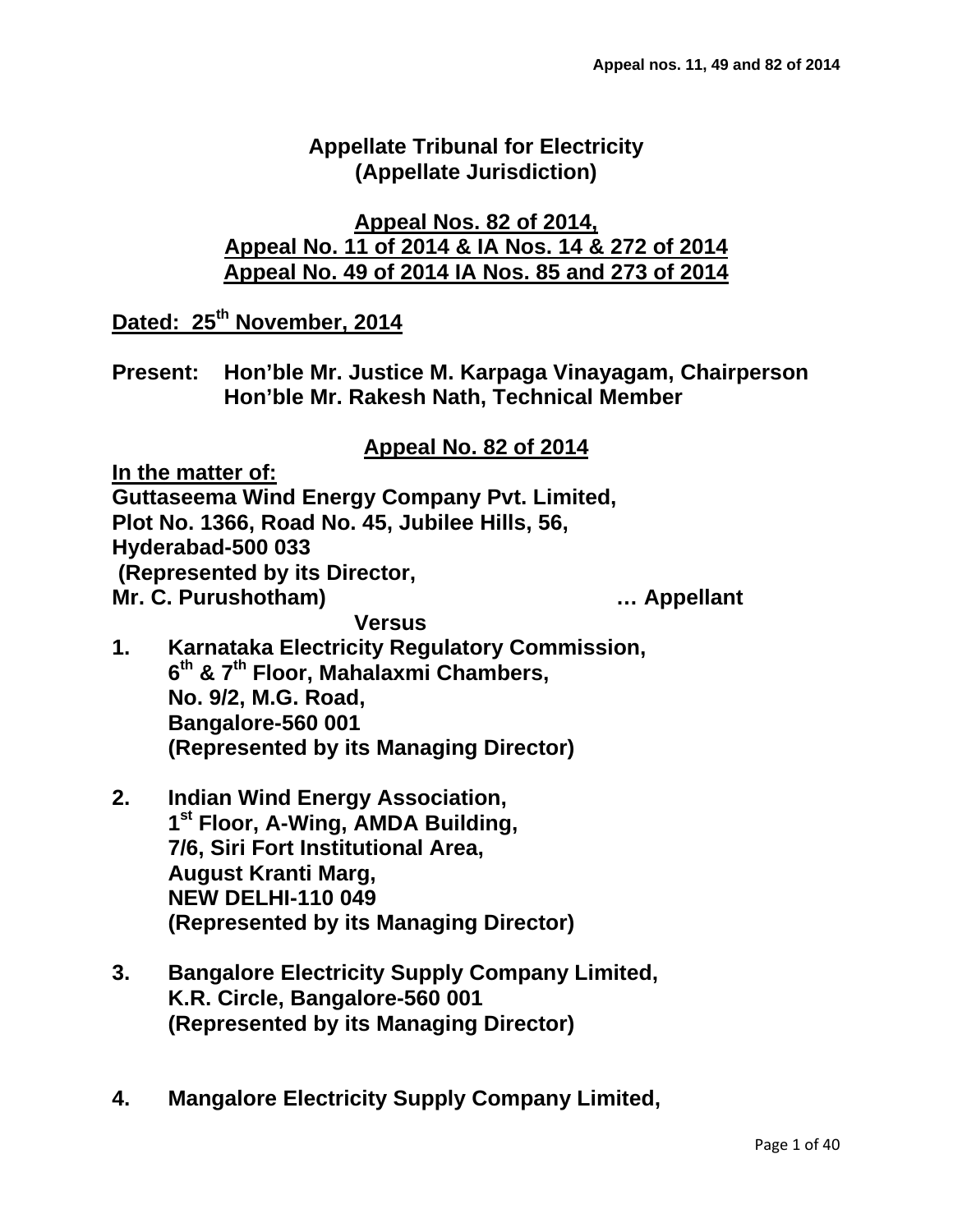# Appellate Tribunal for Electricity
## (Appellate Jurisdiction)

**Appeal Nos. 82 of 2014,**
**Appeal No. 11 of 2014 & IA Nos. 14 & 272 of 2014**
**Appeal No. 49 of 2014 IA Nos. 85 and 273 of 2014**

**Dated: 25th November, 2014**

**Present: Hon'ble Mr. Justice M. Karpaga Vinayagam, Chairperson**
**Hon'ble Mr. Rakesh Nath, Technical Member**

**Appeal No. 82 of 2014**

**In the matter of:**

**Guttaseema Wind Energy Company Pvt. Limited,**
**Plot No. 1366, Road No. 45, Jubilee Hills, 56,**
**Hyderabad-500 033**
**(Represented by its Director,**
**Mr. C. Purushotham) … Appellant**

**Versus**

1. **Karnataka Electricity Regulatory Commission,**
   **6th & 7th Floor, Mahalaxmi Chambers,**
   **No. 9/2, M.G. Road,**
   **Bangalore-560 001**
   **(Represented by its Managing Director)**

2. **Indian Wind Energy Association,**
   **1st Floor, A-Wing, AMDA Building,**
   **7/6, Siri Fort Institutional Area,**
   **August Kranti Marg,**
   **NEW DELHI-110 049**
   **(Represented by its Managing Director)**

3. **Bangalore Electricity Supply Company Limited,**
   **K.R. Circle, Bangalore-560 001**
   **(Represented by its Managing Director)**

4. **Mangalore Electricity Supply Company Limited,**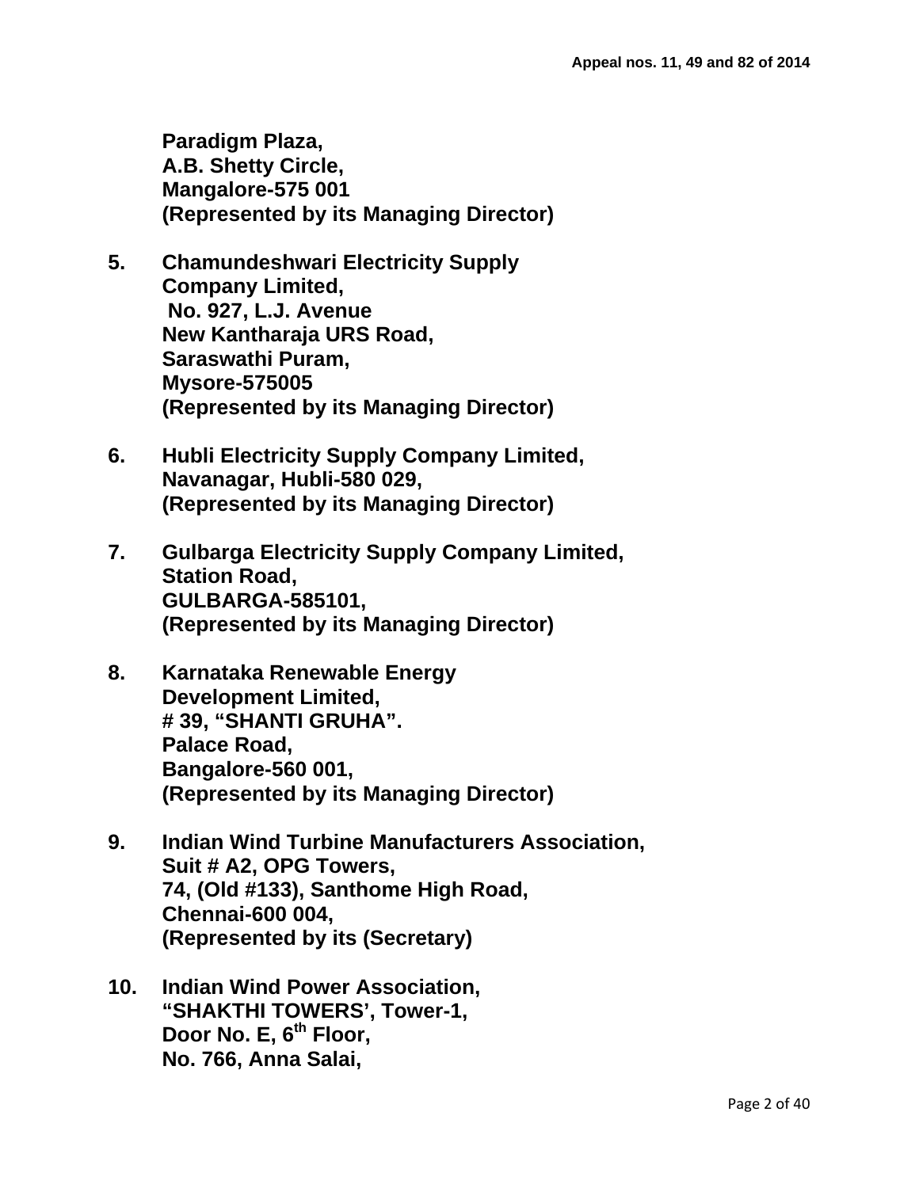**Paradigm Plaza,**
**A.B. Shetty Circle,**
**Mangalore-575 001**
**(Represented by its Managing Director)**

5. **Chamundeshwari Electricity Supply Company Limited,**
   **No. 927, L.J. Avenue**
   **New Kantharaja URS Road,**
   **Saraswathi Puram,**
   **Mysore-575005**
   **(Represented by its Managing Director)**

6. **Hubli Electricity Supply Company Limited,**
   **Navanagar, Hubli-580 029,**
   **(Represented by its Managing Director)**

7. **Gulbarga Electricity Supply Company Limited,**
   **Station Road,**
   **GULBARGA-585101,**
   **(Represented by its Managing Director)**

8. **Karnataka Renewable Energy Development Limited,**
   **# 39, "SHANTI GRUHA".**
   **Palace Road,**
   **Bangalore-560 001,**
   **(Represented by its Managing Director)**

9. **Indian Wind Turbine Manufacturers Association,**
   **Suit # A2, OPG Towers,**
   **74, (Old #133), Santhome High Road,**
   **Chennai-600 004,**
   **(Represented by its (Secretary)**

10. **Indian Wind Power Association,**
    **"SHAKTHI TOWERS', Tower-1,**
    **Door No. E, 6th Floor,**
    **No. 766, Anna Salai,**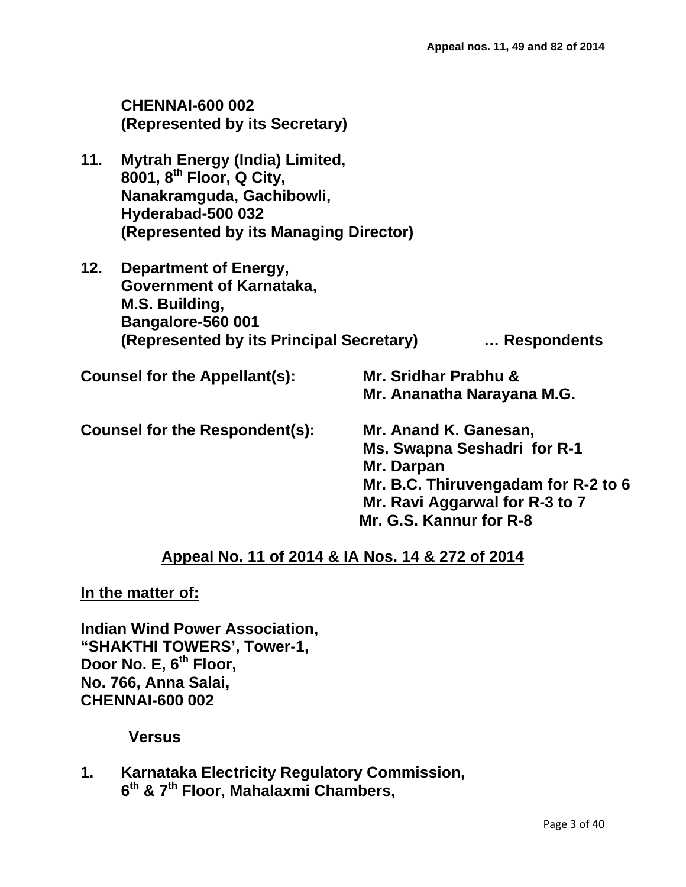**CHENNAI-600 002**
**(Represented by its Secretary)**

11. **Mytrah Energy (India) Limited,**
**8001, 8th Floor, Q City,**
**Nanakramguda, Gachibowli,**
**Hyderabad-500 032**
**(Represented by its Managing Director)**

12. **Department of Energy,**
**Government of Karnataka,**
**M.S. Building,**
**Bangalore-560 001**
**(Represented by its Principal Secretary)** **… Respondents**

**Counsel for the Appellant(s):** **Mr. Sridhar Prabhu &**
**Mr. Ananatha Narayana M.G.**

**Counsel for the Respondent(s):** **Mr. Anand K. Ganesan,**
**Ms. Swapna Seshadri for R-1**
**Mr. Darpan**
**Mr. B.C. Thiruvengadam for R-2 to 6**
**Mr. Ravi Aggarwal for R-3 to 7**
**Mr. G.S. Kannur for R-8**

**Appeal No. 11 of 2014 & IA Nos. 14 & 272 of 2014**

**In the matter of:**

**Indian Wind Power Association,**
**"SHAKTHI TOWERS', Tower-1,**
**Door No. E, 6th Floor,**
**No. 766, Anna Salai,**
**CHENNAI-600 002**

**Versus**

1. **Karnataka Electricity Regulatory Commission,**
**6th & 7th Floor, Mahalaxmi Chambers,**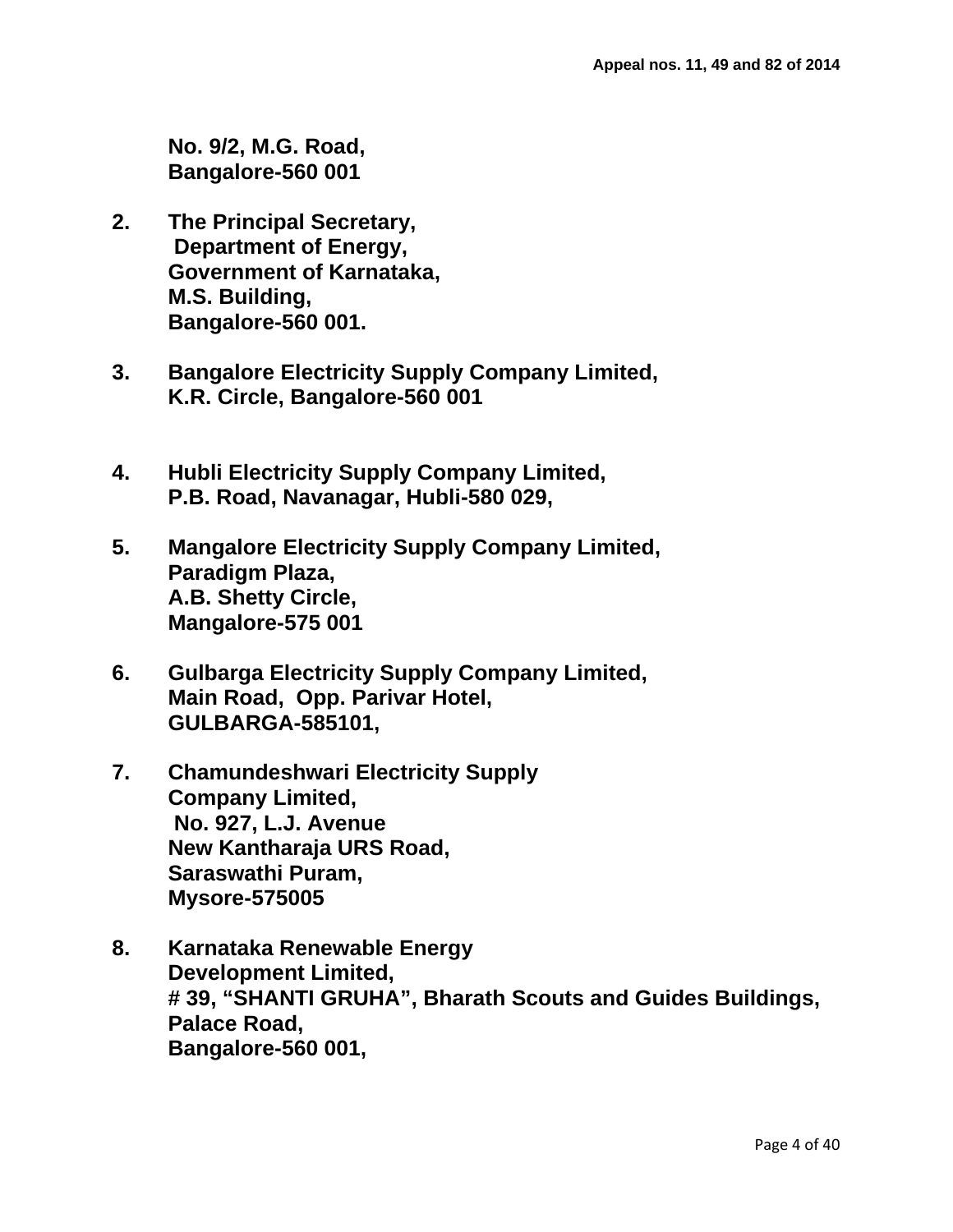**No. 9/2, M.G. Road,**
**Bangalore-560 001**

2. **The Principal Secretary,**
   **Department of Energy,**
   **Government of Karnataka,**
   **M.S. Building,**
   **Bangalore-560 001.**

3. **Bangalore Electricity Supply Company Limited,**
   **K.R. Circle, Bangalore-560 001**

4. **Hubli Electricity Supply Company Limited,**
   **P.B. Road, Navanagar, Hubli-580 029,**

5. **Mangalore Electricity Supply Company Limited,**
   **Paradigm Plaza,**
   **A.B. Shetty Circle,**
   **Mangalore-575 001**

6. **Gulbarga Electricity Supply Company Limited,**
   **Main Road, Opp. Parivar Hotel,**
   **GULBARGA-585101,**

7. **Chamundeshwari Electricity Supply**
   **Company Limited,**
   **No. 927, L.J. Avenue**
   **New Kantharaja URS Road,**
   **Saraswathi Puram,**
   **Mysore-575005**

8. **Karnataka Renewable Energy**
   **Development Limited,**
   **# 39, "SHANTI GRUHA", Bharath Scouts and Guides Buildings,**
   **Palace Road,**
   **Bangalore-560 001,**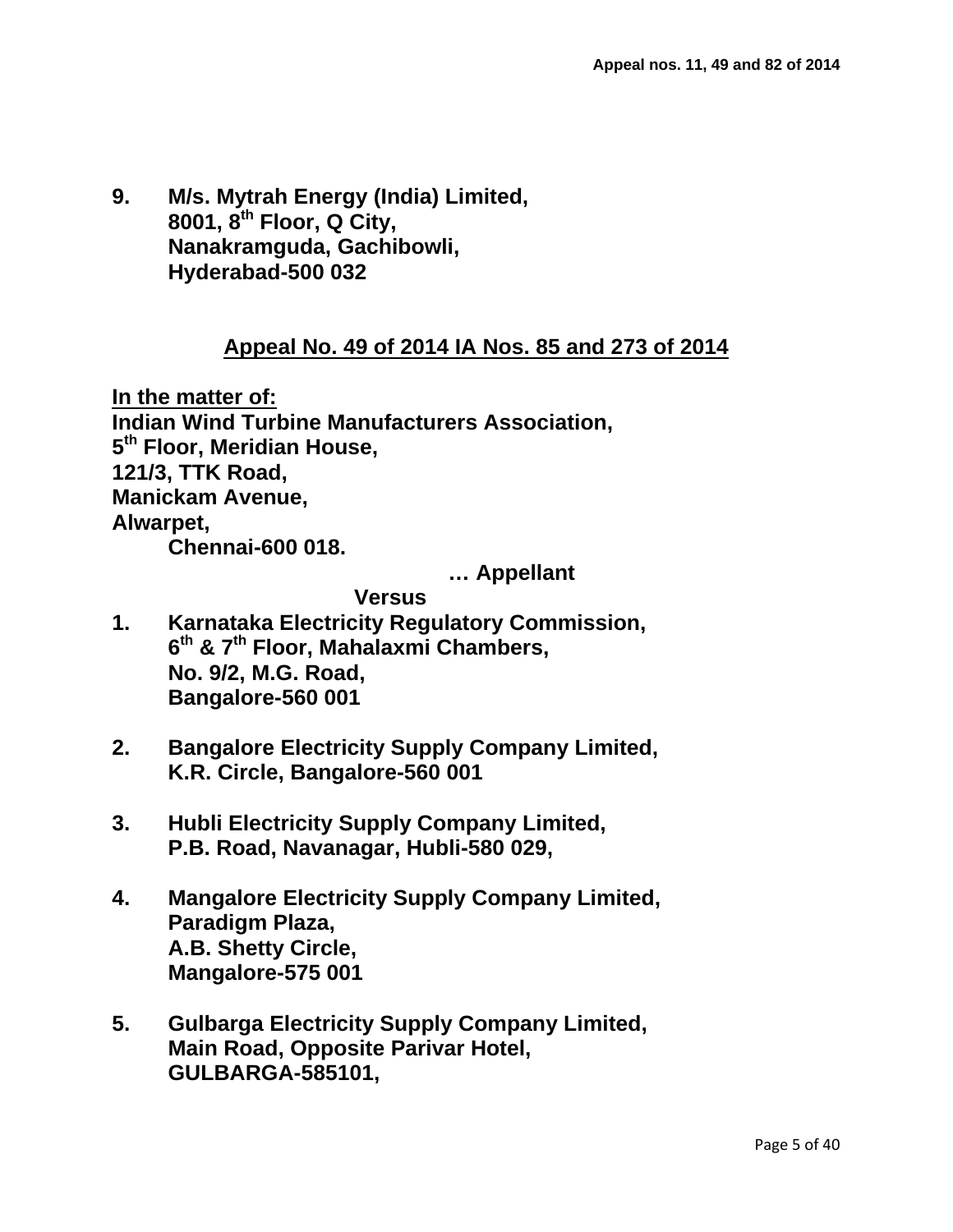**9. M/s. Mytrah Energy (India) Limited,**
**8001, 8th Floor, Q City,**
**Nanakramguda, Gachibowli,**
**Hyderabad-500 032**

**<u>Appeal No. 49 of 2014 IA Nos. 85 and 273 of 2014</u>**

**<u>In the matter of:</u>**
**Indian Wind Turbine Manufacturers Association,**
**5th Floor, Meridian House,**
**121/3, TTK Road,**
**Manickam Avenue,**
**Alwarpet,**
**Chennai-600 018.**

**… Appellant**

**Versus**

**1. Karnataka Electricity Regulatory Commission,**
**6th & 7th Floor, Mahalaxmi Chambers,**
**No. 9/2, M.G. Road,**
**Bangalore-560 001**

**2. Bangalore Electricity Supply Company Limited,**
**K.R. Circle, Bangalore-560 001**

**3. Hubli Electricity Supply Company Limited,**
**P.B. Road, Navanagar, Hubli-580 029,**

**4. Mangalore Electricity Supply Company Limited,**
**Paradigm Plaza,**
**A.B. Shetty Circle,**
**Mangalore-575 001**

**5. Gulbarga Electricity Supply Company Limited,**
**Main Road, Opposite Parivar Hotel,**
**GULBARGA-585101,**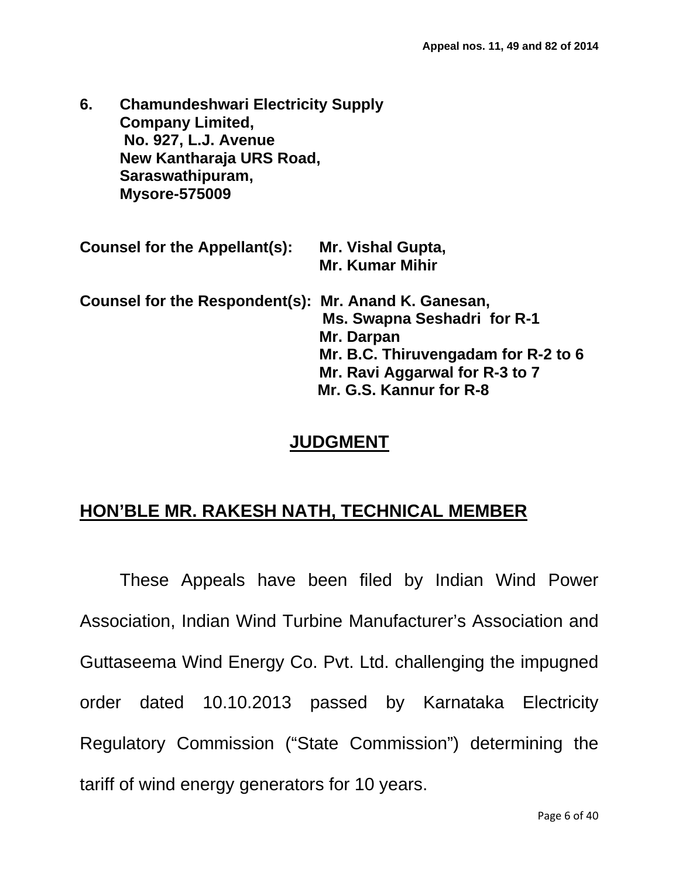**6. Chamundeshwari Electricity Supply Company Limited,**
**No. 927, L.J. Avenue**
**New Kantharaja URS Road,**
**Saraswathipuram,**
**Mysore-575009**

**Counsel for the Appellant(s):** **Mr. Vishal Gupta,**
**Mr. Kumar Mihir**

**Counsel for the Respondent(s):** **Mr. Anand K. Ganesan,**
**Ms. Swapna Seshadri for R-1**
**Mr. Darpan**
**Mr. B.C. Thiruvengadam for R-2 to 6**
**Mr. Ravi Aggarwal for R-3 to 7**
**Mr. G.S. Kannur for R-8**

## JUDGMENT

## HON'BLE MR. RAKESH NATH, TECHNICAL MEMBER

These Appeals have been filed by Indian Wind Power Association, Indian Wind Turbine Manufacturer's Association and Guttaseema Wind Energy Co. Pvt. Ltd. challenging the impugned order dated 10.10.2013 passed by Karnataka Electricity Regulatory Commission ("State Commission") determining the tariff of wind energy generators for 10 years.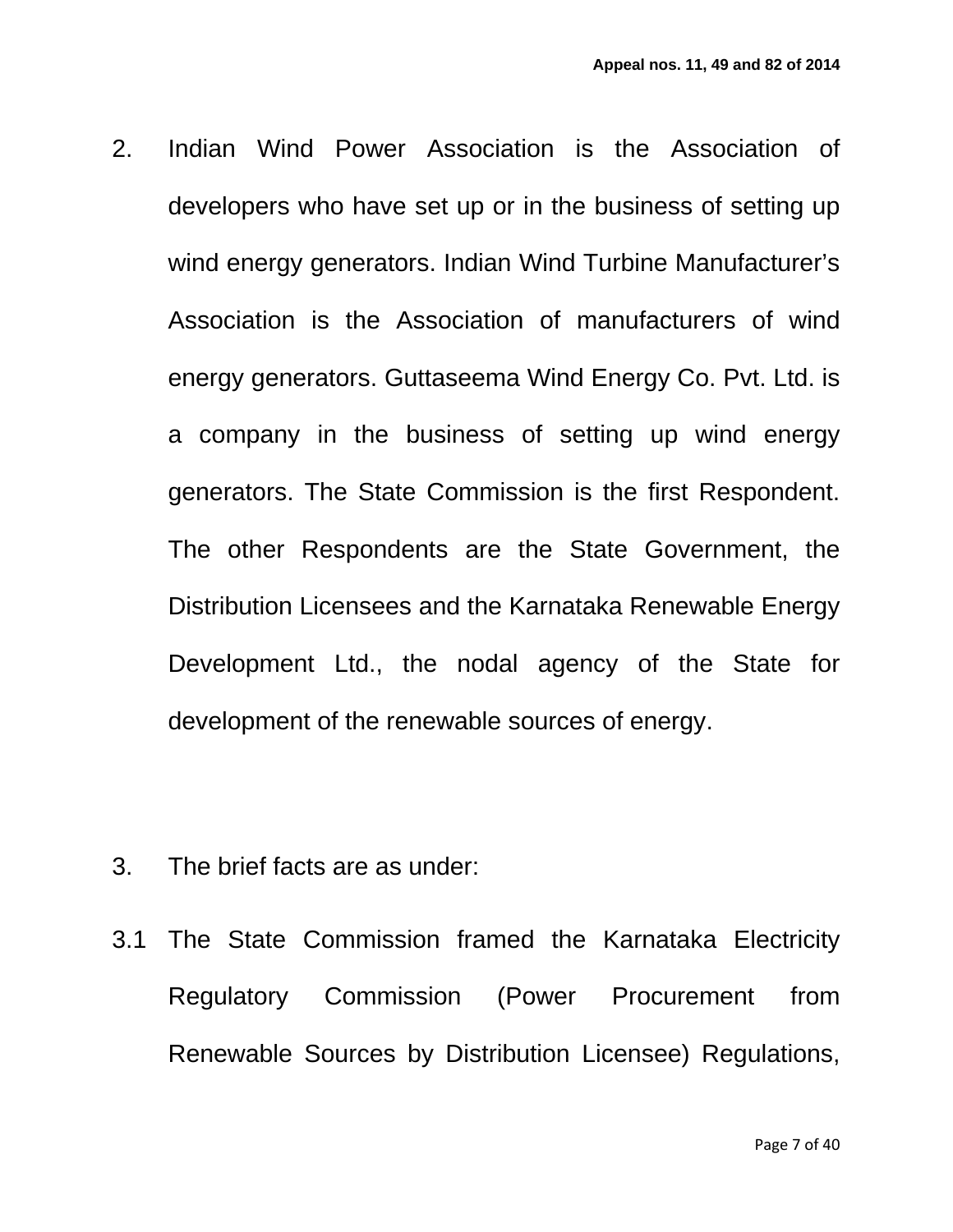2. Indian Wind Power Association is the Association of developers who have set up or in the business of setting up wind energy generators. Indian Wind Turbine Manufacturer's Association is the Association of manufacturers of wind energy generators. Guttaseema Wind Energy Co. Pvt. Ltd. is a company in the business of setting up wind energy generators. The State Commission is the first Respondent. The other Respondents are the State Government, the Distribution Licensees and the Karnataka Renewable Energy Development Ltd., the nodal agency of the State for development of the renewable sources of energy.

3. The brief facts are as under:

3.1 The State Commission framed the Karnataka Electricity Regulatory Commission (Power Procurement from Renewable Sources by Distribution Licensee) Regulations,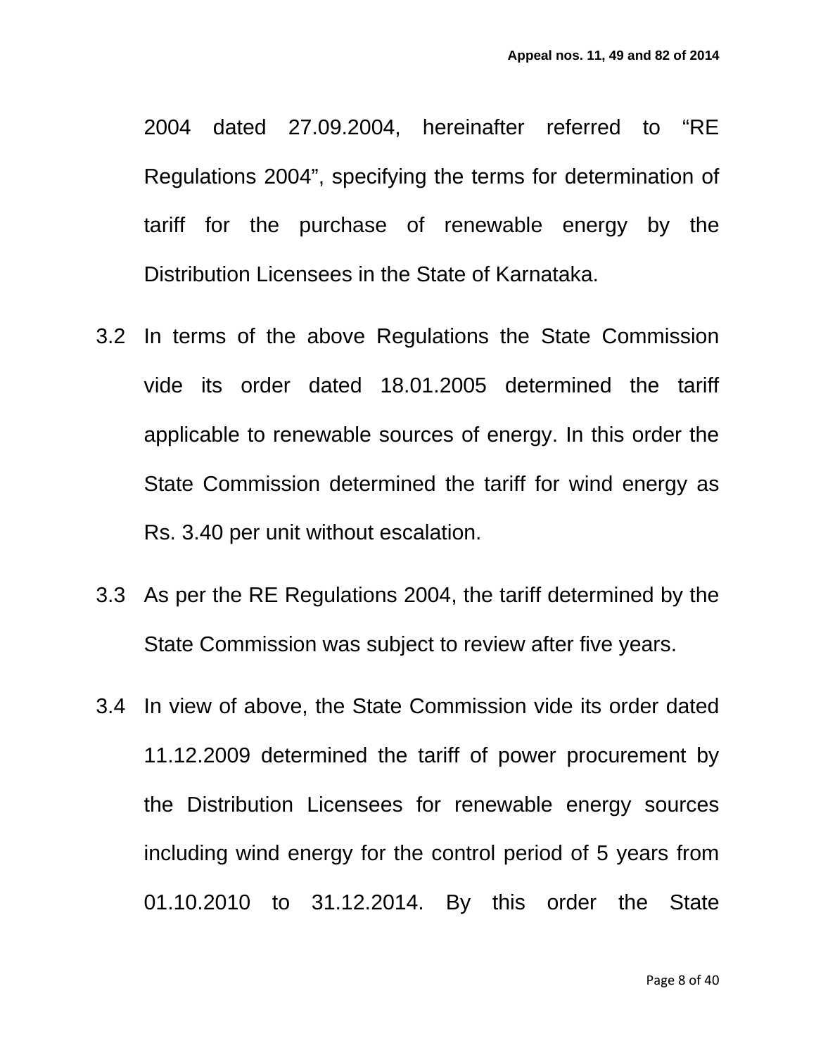2004 dated 27.09.2004, hereinafter referred to "RE Regulations 2004", specifying the terms for determination of tariff for the purchase of renewable energy by the Distribution Licensees in the State of Karnataka.

3.2 In terms of the above Regulations the State Commission vide its order dated 18.01.2005 determined the tariff applicable to renewable sources of energy. In this order the State Commission determined the tariff for wind energy as Rs. 3.40 per unit without escalation.

3.3 As per the RE Regulations 2004, the tariff determined by the State Commission was subject to review after five years.

3.4 In view of above, the State Commission vide its order dated 11.12.2009 determined the tariff of power procurement by the Distribution Licensees for renewable energy sources including wind energy for the control period of 5 years from 01.10.2010 to 31.12.2014. By this order the State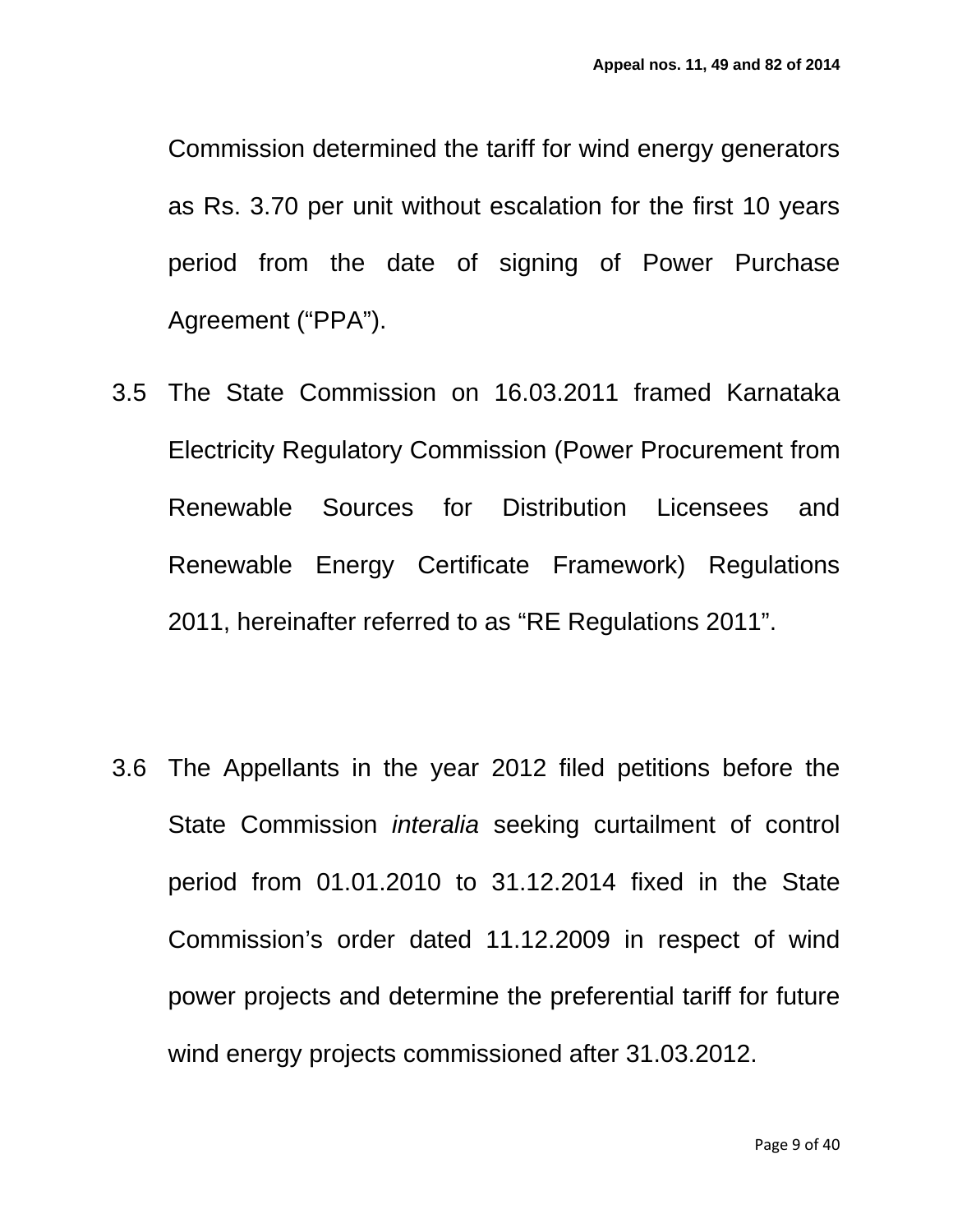Commission determined the tariff for wind energy generators as Rs. 3.70 per unit without escalation for the first 10 years period from the date of signing of Power Purchase Agreement ("PPA").

3.5 The State Commission on 16.03.2011 framed Karnataka Electricity Regulatory Commission (Power Procurement from Renewable Sources for Distribution Licensees and Renewable Energy Certificate Framework) Regulations 2011, hereinafter referred to as "RE Regulations 2011".

3.6 The Appellants in the year 2012 filed petitions before the State Commission *interalia* seeking curtailment of control period from 01.01.2010 to 31.12.2014 fixed in the State Commission's order dated 11.12.2009 in respect of wind power projects and determine the preferential tariff for future wind energy projects commissioned after 31.03.2012.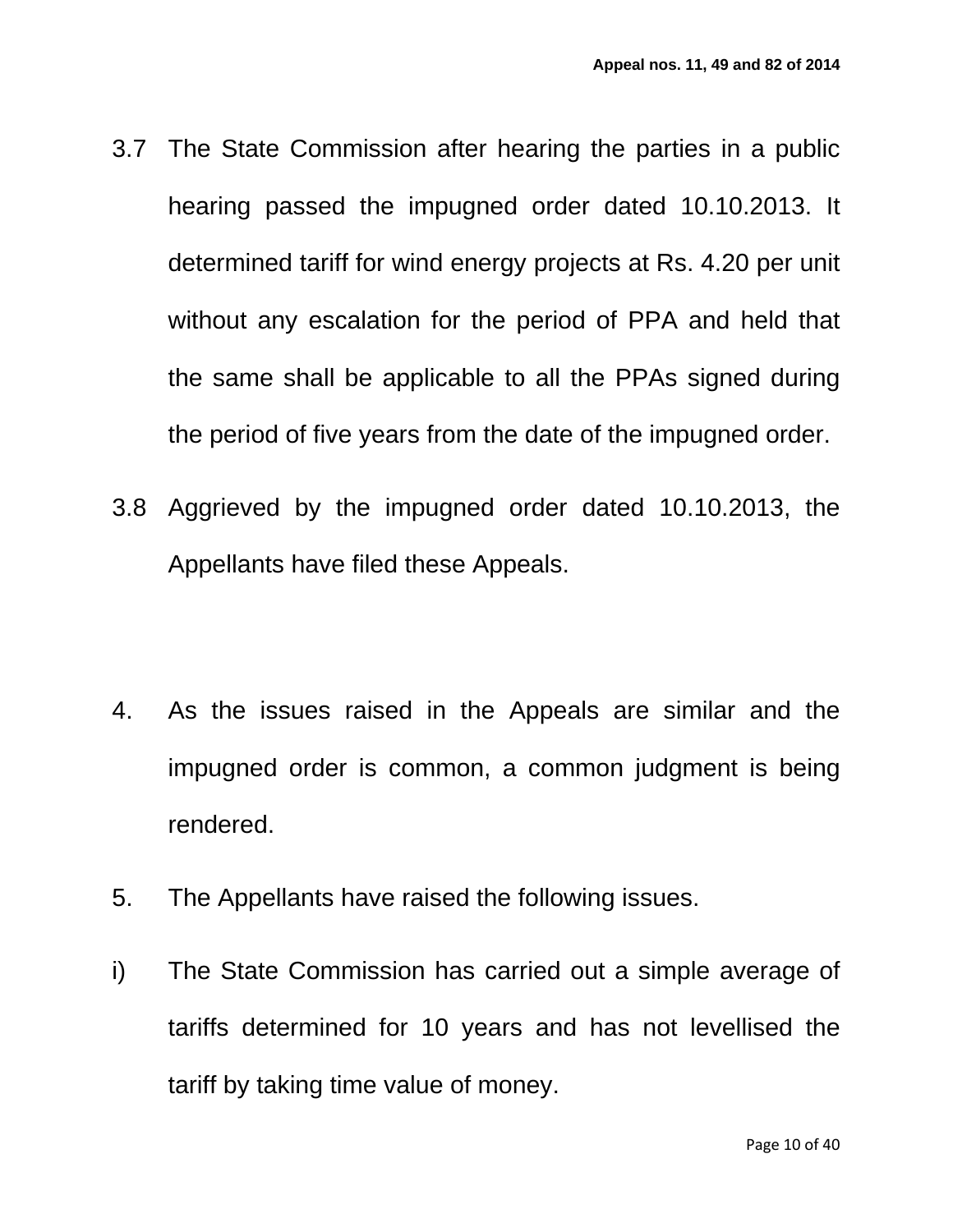3.7 The State Commission after hearing the parties in a public hearing passed the impugned order dated 10.10.2013. It determined tariff for wind energy projects at Rs. 4.20 per unit without any escalation for the period of PPA and held that the same shall be applicable to all the PPAs signed during the period of five years from the date of the impugned order.

3.8 Aggrieved by the impugned order dated 10.10.2013, the Appellants have filed these Appeals.

4. As the issues raised in the Appeals are similar and the impugned order is common, a common judgment is being rendered.

5. The Appellants have raised the following issues.

i) The State Commission has carried out a simple average of tariffs determined for 10 years and has not levellised the tariff by taking time value of money.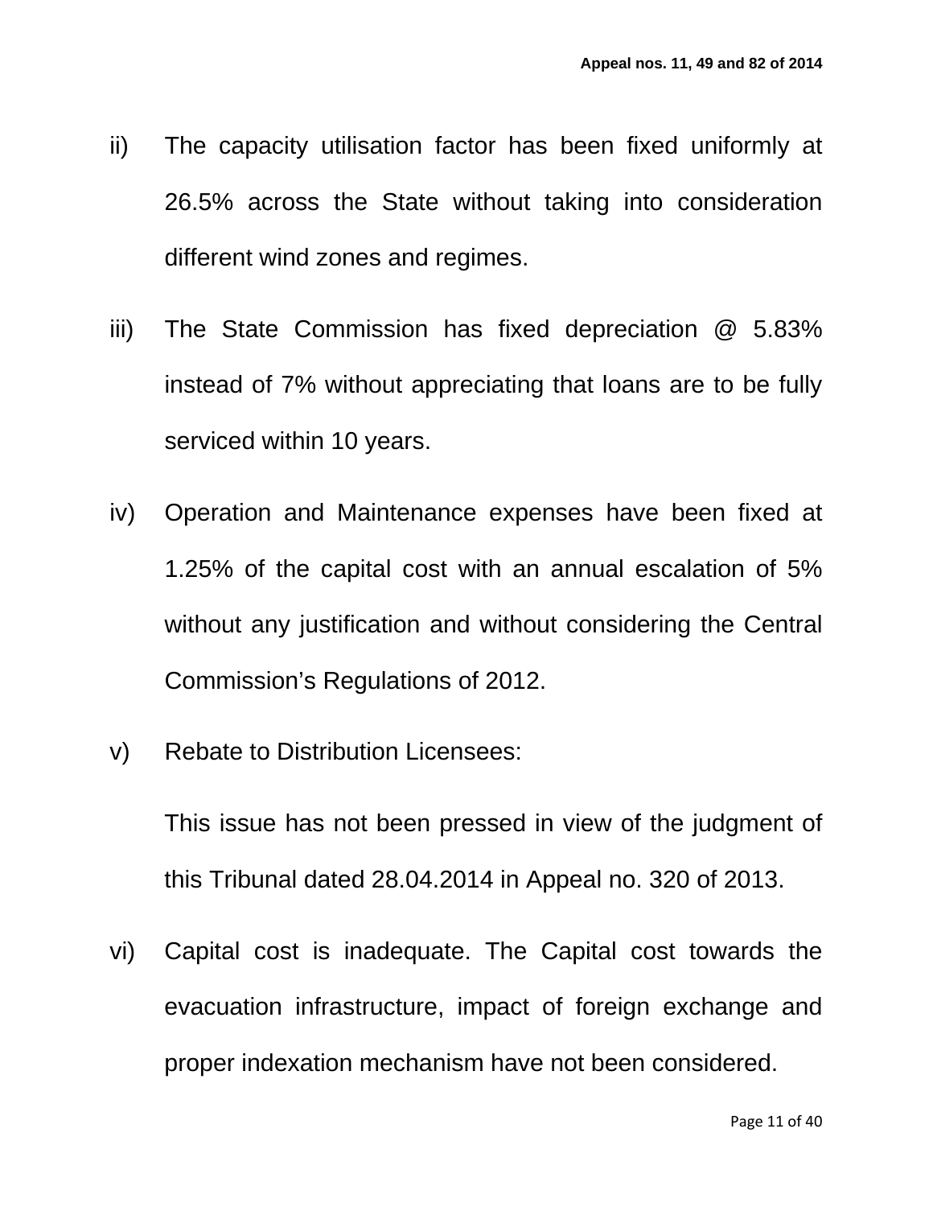ii) The capacity utilisation factor has been fixed uniformly at 26.5% across the State without taking into consideration different wind zones and regimes.

iii) The State Commission has fixed depreciation @ 5.83% instead of 7% without appreciating that loans are to be fully serviced within 10 years.

iv) Operation and Maintenance expenses have been fixed at 1.25% of the capital cost with an annual escalation of 5% without any justification and without considering the Central Commission's Regulations of 2012.

v) Rebate to Distribution Licensees:

   This issue has not been pressed in view of the judgment of this Tribunal dated 28.04.2014 in Appeal no. 320 of 2013.

vi) Capital cost is inadequate. The Capital cost towards the evacuation infrastructure, impact of foreign exchange and proper indexation mechanism have not been considered.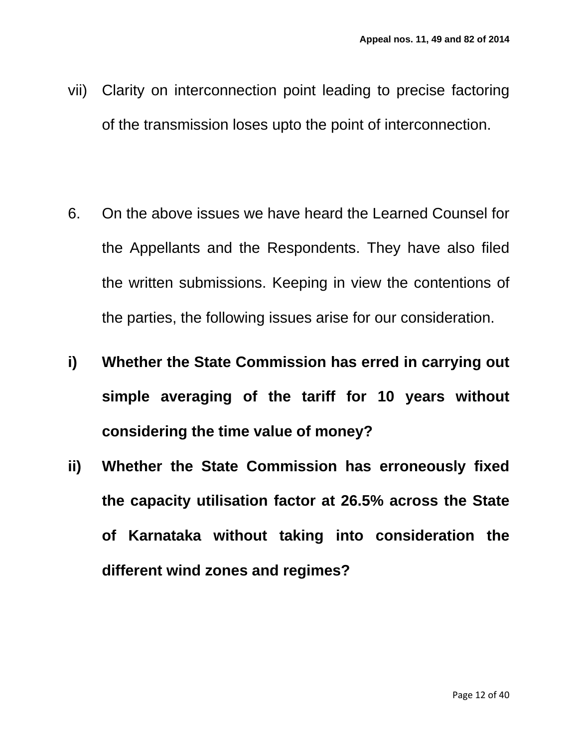vii) Clarity on interconnection point leading to precise factoring of the transmission loses upto the point of interconnection.

6. On the above issues we have heard the Learned Counsel for the Appellants and the Respondents. They have also filed the written submissions. Keeping in view the contentions of the parties, the following issues arise for our consideration.

**i) Whether the State Commission has erred in carrying out simple averaging of the tariff for 10 years without considering the time value of money?**

**ii) Whether the State Commission has erroneously fixed the capacity utilisation factor at 26.5% across the State of Karnataka without taking into consideration the different wind zones and regimes?**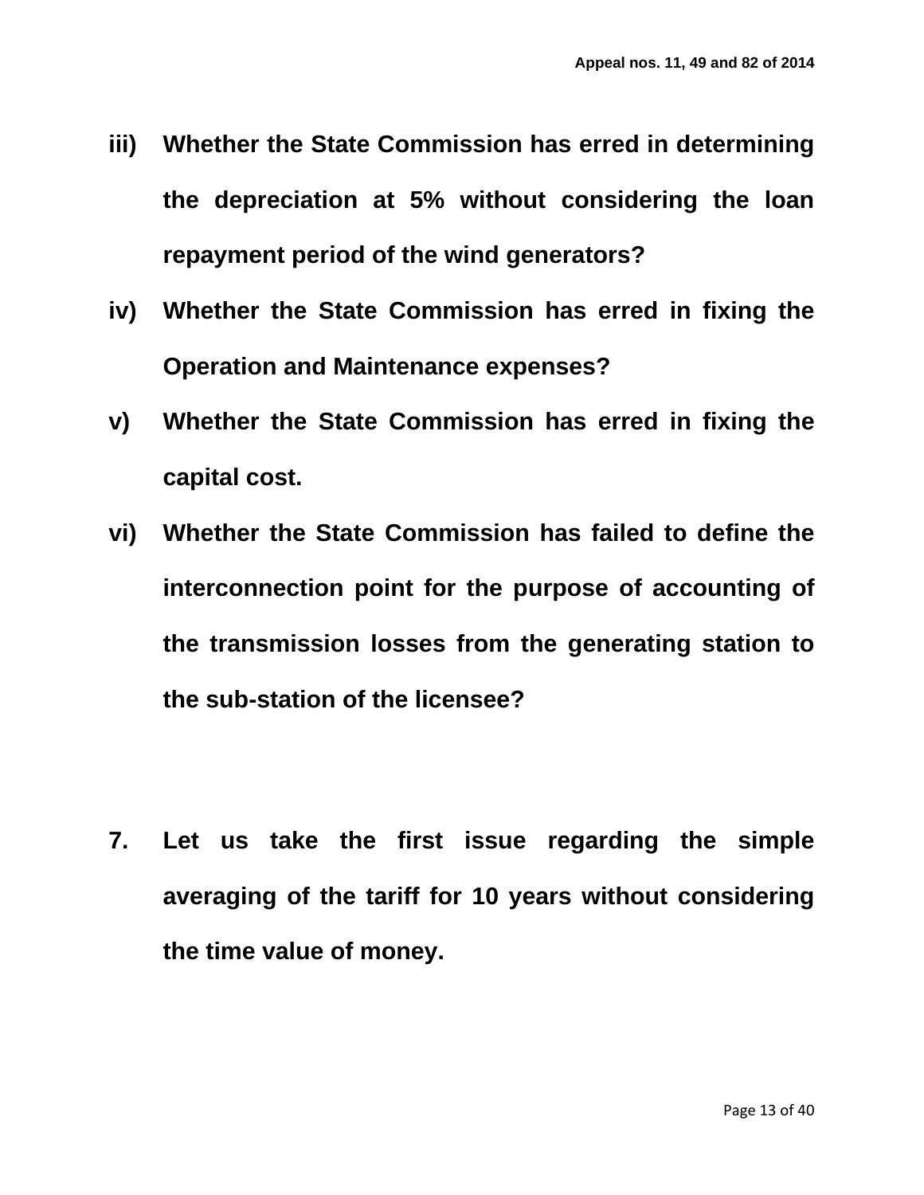**iii) Whether the State Commission has erred in determining the depreciation at 5% without considering the loan repayment period of the wind generators?**

**iv) Whether the State Commission has erred in fixing the Operation and Maintenance expenses?**

**v) Whether the State Commission has erred in fixing the capital cost.**

**vi) Whether the State Commission has failed to define the interconnection point for the purpose of accounting of the transmission losses from the generating station to the sub-station of the licensee?**

**7. Let us take the first issue regarding the simple averaging of the tariff for 10 years without considering the time value of money.**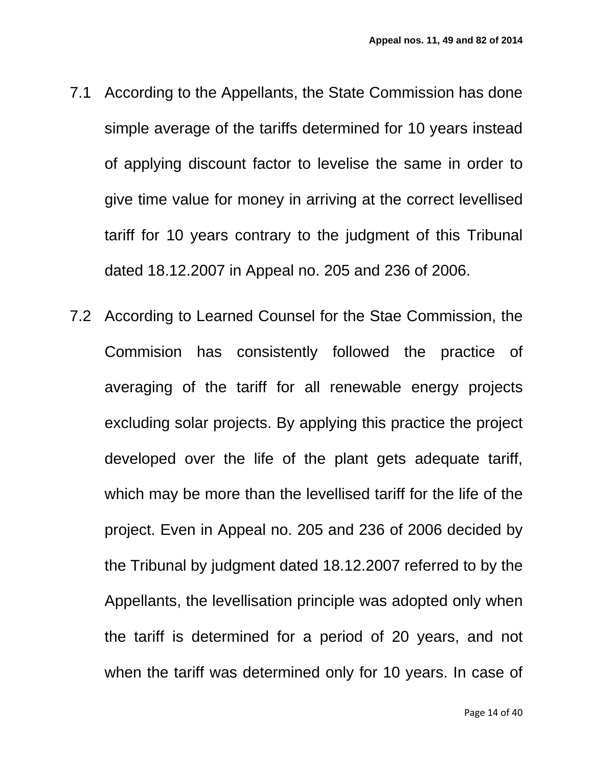7.1 According to the Appellants, the State Commission has done simple average of the tariffs determined for 10 years instead of applying discount factor to levelise the same in order to give time value for money in arriving at the correct levellised tariff for 10 years contrary to the judgment of this Tribunal dated 18.12.2007 in Appeal no. 205 and 236 of 2006.

7.2 According to Learned Counsel for the Stae Commission, the Commision has consistently followed the practice of averaging of the tariff for all renewable energy projects excluding solar projects. By applying this practice the project developed over the life of the plant gets adequate tariff, which may be more than the levellised tariff for the life of the project. Even in Appeal no. 205 and 236 of 2006 decided by the Tribunal by judgment dated 18.12.2007 referred to by the Appellants, the levellisation principle was adopted only when the tariff is determined for a period of 20 years, and not when the tariff was determined only for 10 years. In case of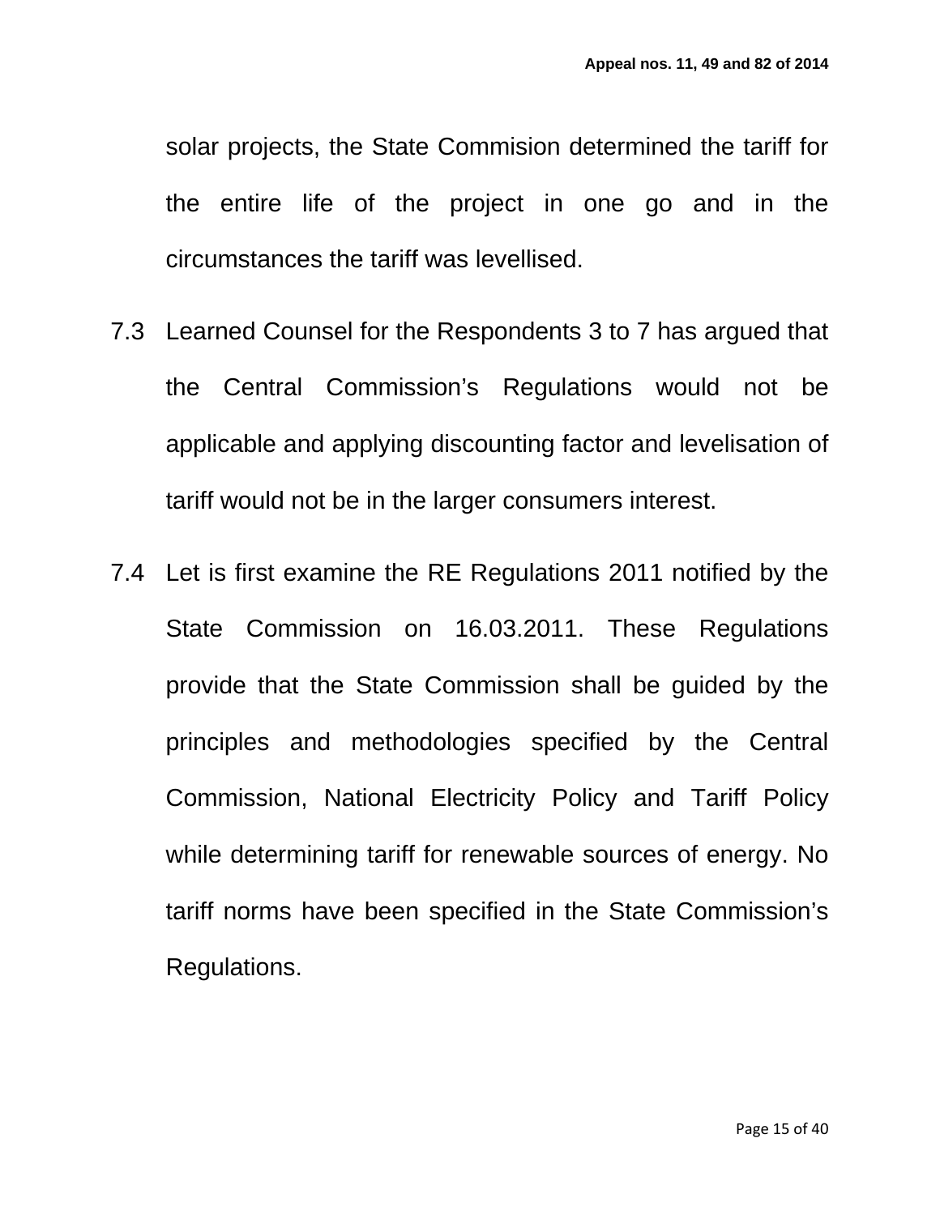solar projects, the State Commision determined the tariff for the entire life of the project in one go and in the circumstances the tariff was levellised.

7.3 Learned Counsel for the Respondents 3 to 7 has argued that the Central Commission's Regulations would not be applicable and applying discounting factor and levelisation of tariff would not be in the larger consumers interest.

7.4 Let is first examine the RE Regulations 2011 notified by the State Commission on 16.03.2011. These Regulations provide that the State Commission shall be guided by the principles and methodologies specified by the Central Commission, National Electricity Policy and Tariff Policy while determining tariff for renewable sources of energy. No tariff norms have been specified in the State Commission's Regulations.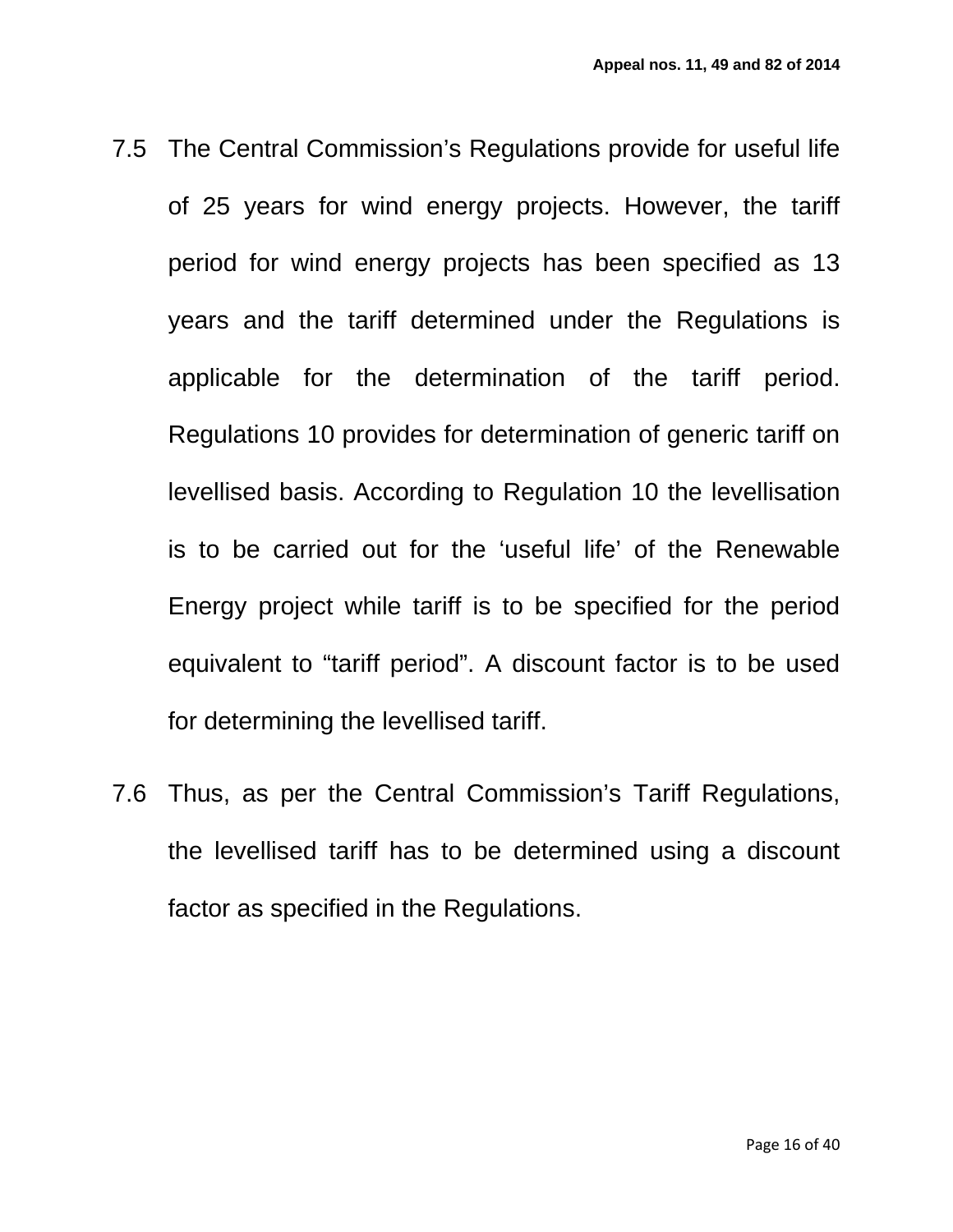7.5 The Central Commission's Regulations provide for useful life of 25 years for wind energy projects. However, the tariff period for wind energy projects has been specified as 13 years and the tariff determined under the Regulations is applicable for the determination of the tariff period. Regulations 10 provides for determination of generic tariff on levellised basis. According to Regulation 10 the levellisation is to be carried out for the 'useful life' of the Renewable Energy project while tariff is to be specified for the period equivalent to "tariff period". A discount factor is to be used for determining the levellised tariff.

7.6 Thus, as per the Central Commission's Tariff Regulations, the levellised tariff has to be determined using a discount factor as specified in the Regulations.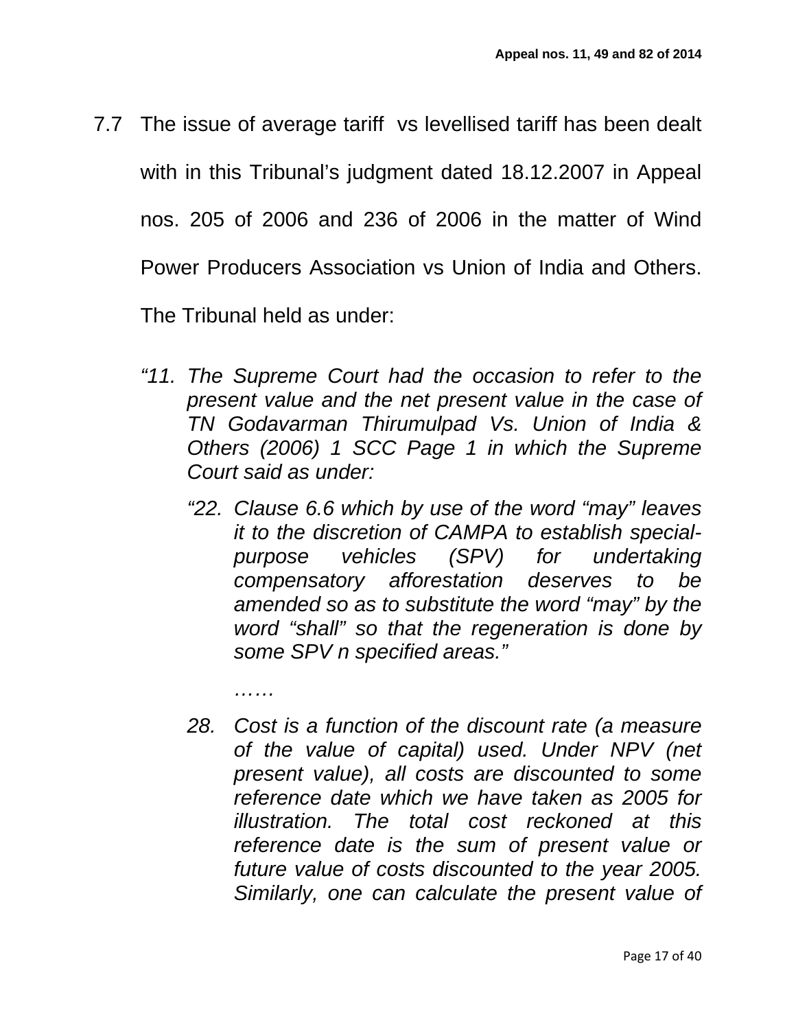7.7 The issue of average tariff vs levellised tariff has been dealt with in this Tribunal's judgment dated 18.12.2007 in Appeal nos. 205 of 2006 and 236 of 2006 in the matter of Wind Power Producers Association vs Union of India and Others. The Tribunal held as under:

> *"11. The Supreme Court had the occasion to refer to the present value and the net present value in the case of TN Godavarman Thirumulpad Vs. Union of India & Others (2006) 1 SCC Page 1 in which the Supreme Court said as under:*
>
> > *"22. Clause 6.6 which by use of the word "may" leaves it to the discretion of CAMPA to establish special-purpose vehicles (SPV) for undertaking compensatory afforestation deserves to be amended so as to substitute the word "may" by the word "shall" so that the regeneration is done by some SPV n specified areas."*
> >
> > *……*
> >
> > *28. Cost is a function of the discount rate (a measure of the value of capital) used. Under NPV (net present value), all costs are discounted to some reference date which we have taken as 2005 for illustration. The total cost reckoned at this reference date is the sum of present value or future value of costs discounted to the year 2005. Similarly, one can calculate the present value of*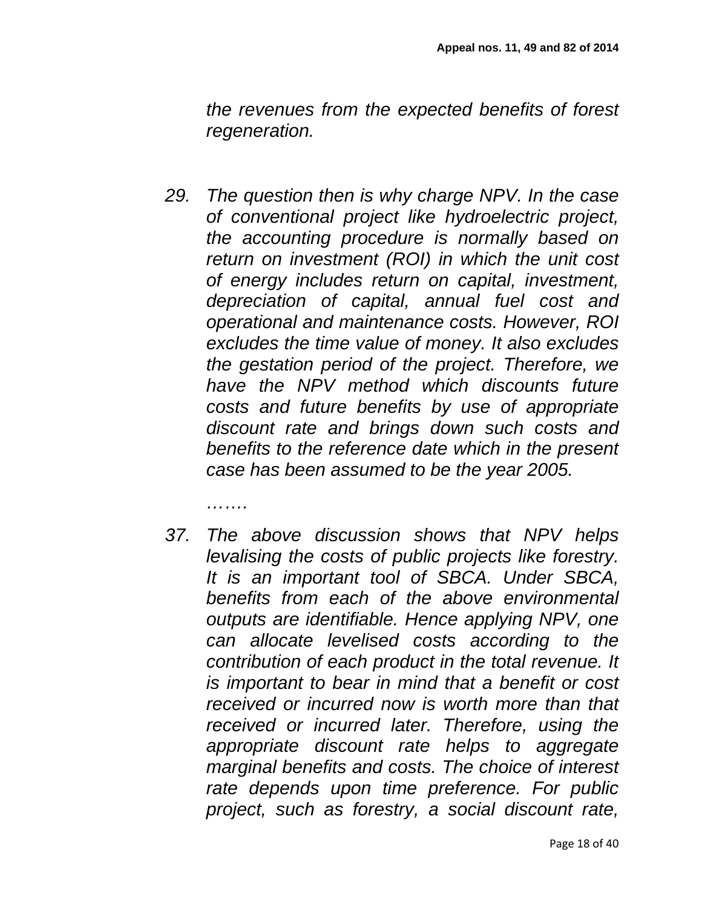*the revenues from the expected benefits of forest regeneration.*

*29. The question then is why charge NPV. In the case of conventional project like hydroelectric project, the accounting procedure is normally based on return on investment (ROI) in which the unit cost of energy includes return on capital, investment, depreciation of capital, annual fuel cost and operational and maintenance costs. However, ROI excludes the time value of money. It also excludes the gestation period of the project. Therefore, we have the NPV method which discounts future costs and future benefits by use of appropriate discount rate and brings down such costs and benefits to the reference date which in the present case has been assumed to be the year 2005.*

*…….*

*37. The above discussion shows that NPV helps levalising the costs of public projects like forestry. It is an important tool of SBCA. Under SBCA, benefits from each of the above environmental outputs are identifiable. Hence applying NPV, one can allocate levelised costs according to the contribution of each product in the total revenue. It is important to bear in mind that a benefit or cost received or incurred now is worth more than that received or incurred later. Therefore, using the appropriate discount rate helps to aggregate marginal benefits and costs. The choice of interest rate depends upon time preference. For public project, such as forestry, a social discount rate,*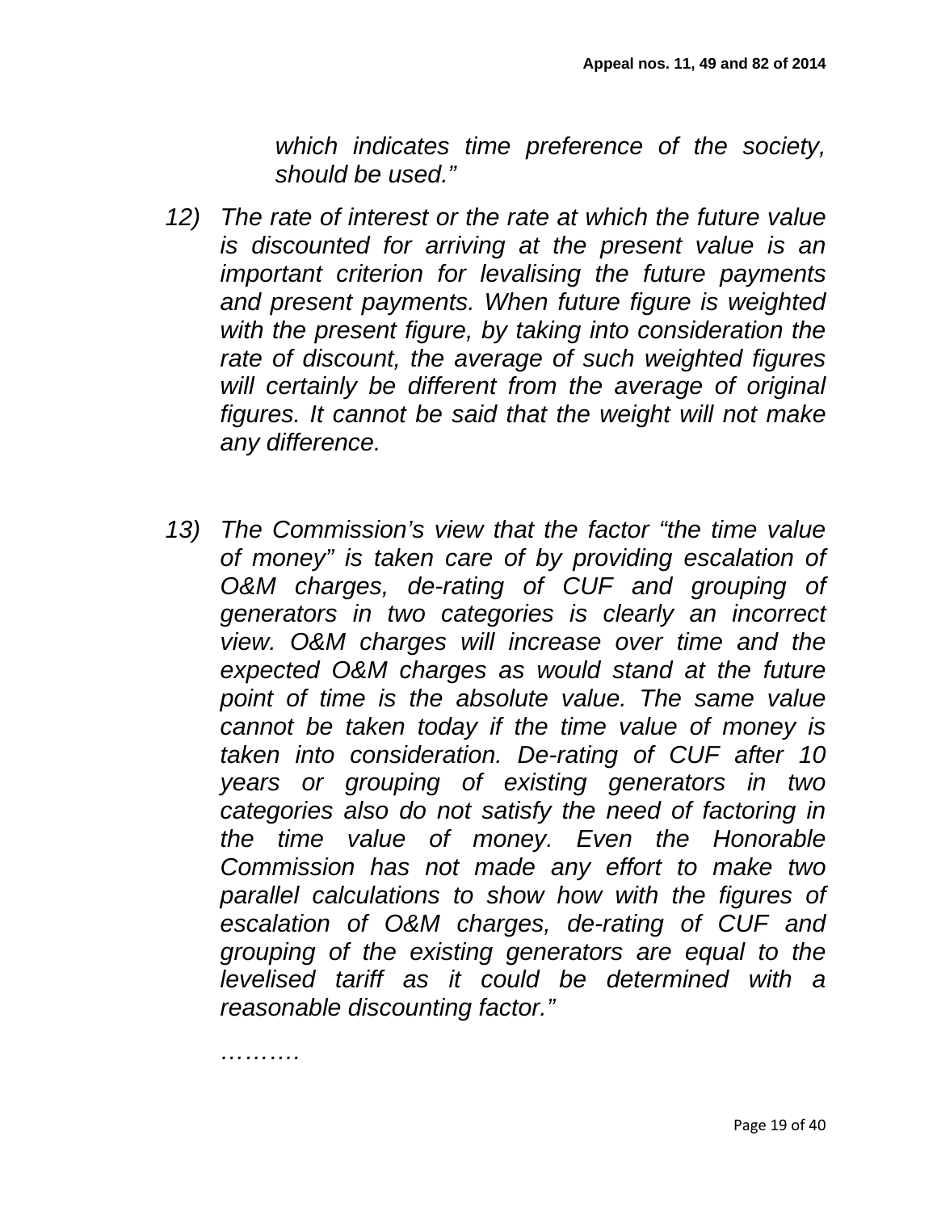*which indicates time preference of the society, should be used."*

*12) The rate of interest or the rate at which the future value is discounted for arriving at the present value is an important criterion for levalising the future payments and present payments. When future figure is weighted with the present figure, by taking into consideration the rate of discount, the average of such weighted figures will certainly be different from the average of original figures. It cannot be said that the weight will not make any difference.*

*13) The Commission's view that the factor "the time value of money" is taken care of by providing escalation of O&M charges, de-rating of CUF and grouping of generators in two categories is clearly an incorrect view. O&M charges will increase over time and the expected O&M charges as would stand at the future point of time is the absolute value. The same value cannot be taken today if the time value of money is taken into consideration. De-rating of CUF after 10 years or grouping of existing generators in two categories also do not satisfy the need of factoring in the time value of money. Even the Honorable Commission has not made any effort to make two parallel calculations to show how with the figures of escalation of O&M charges, de-rating of CUF and grouping of the existing generators are equal to the levelised tariff as it could be determined with a reasonable discounting factor."*

*……….*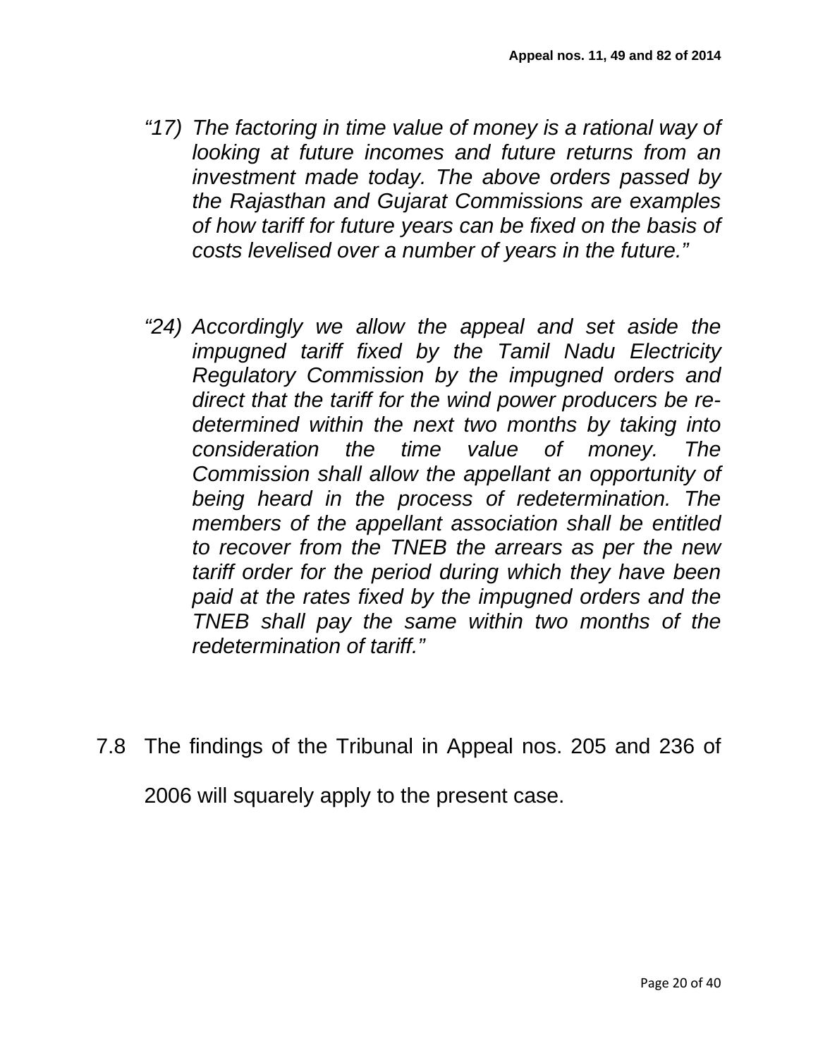*"17) The factoring in time value of money is a rational way of looking at future incomes and future returns from an investment made today. The above orders passed by the Rajasthan and Gujarat Commissions are examples of how tariff for future years can be fixed on the basis of costs levelised over a number of years in the future."*

*"24) Accordingly we allow the appeal and set aside the impugned tariff fixed by the Tamil Nadu Electricity Regulatory Commission by the impugned orders and direct that the tariff for the wind power producers be re-determined within the next two months by taking into consideration the time value of money. The Commission shall allow the appellant an opportunity of being heard in the process of redetermination. The members of the appellant association shall be entitled to recover from the TNEB the arrears as per the new tariff order for the period during which they have been paid at the rates fixed by the impugned orders and the TNEB shall pay the same within two months of the redetermination of tariff."*

7.8 The findings of the Tribunal in Appeal nos. 205 and 236 of 2006 will squarely apply to the present case.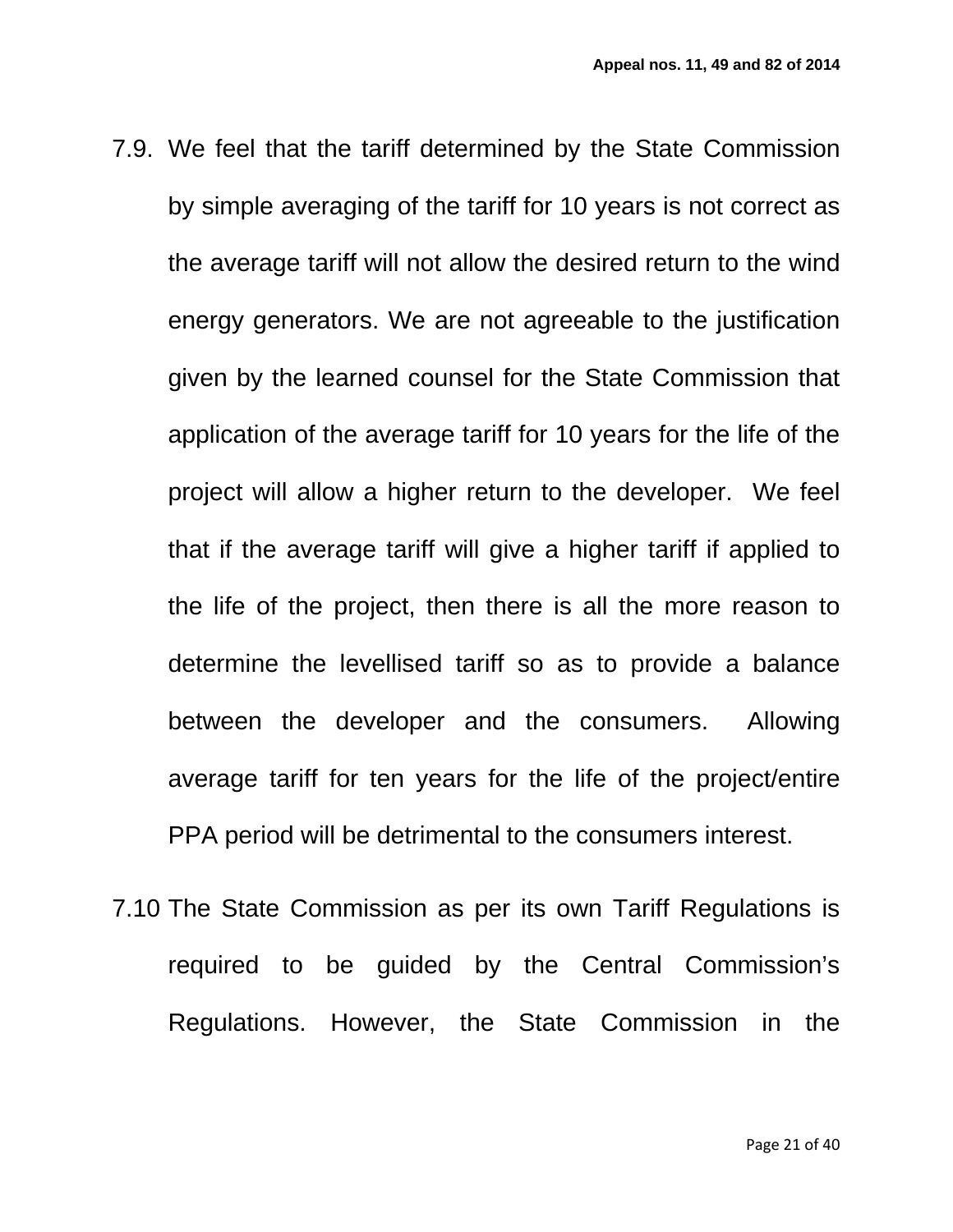7.9. We feel that the tariff determined by the State Commission by simple averaging of the tariff for 10 years is not correct as the average tariff will not allow the desired return to the wind energy generators. We are not agreeable to the justification given by the learned counsel for the State Commission that application of the average tariff for 10 years for the life of the project will allow a higher return to the developer. We feel that if the average tariff will give a higher tariff if applied to the life of the project, then there is all the more reason to determine the levellised tariff so as to provide a balance between the developer and the consumers. Allowing average tariff for ten years for the life of the project/entire PPA period will be detrimental to the consumers interest.

7.10 The State Commission as per its own Tariff Regulations is required to be guided by the Central Commission's Regulations. However, the State Commission in the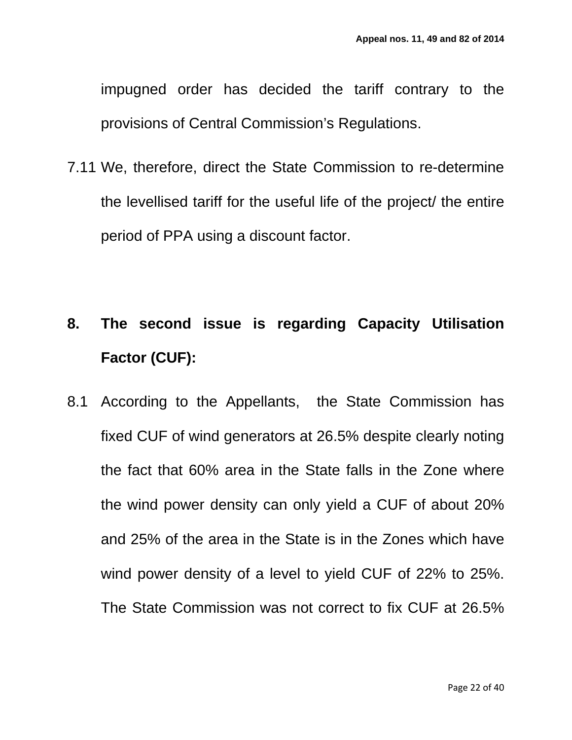impugned order has decided the tariff contrary to the provisions of Central Commission's Regulations.

7.11 We, therefore, direct the State Commission to re-determine the levellised tariff for the useful life of the project/ the entire period of PPA using a discount factor.

**8. The second issue is regarding Capacity Utilisation Factor (CUF):**

8.1 According to the Appellants, the State Commission has fixed CUF of wind generators at 26.5% despite clearly noting the fact that 60% area in the State falls in the Zone where the wind power density can only yield a CUF of about 20% and 25% of the area in the State is in the Zones which have wind power density of a level to yield CUF of 22% to 25%. The State Commission was not correct to fix CUF at 26.5%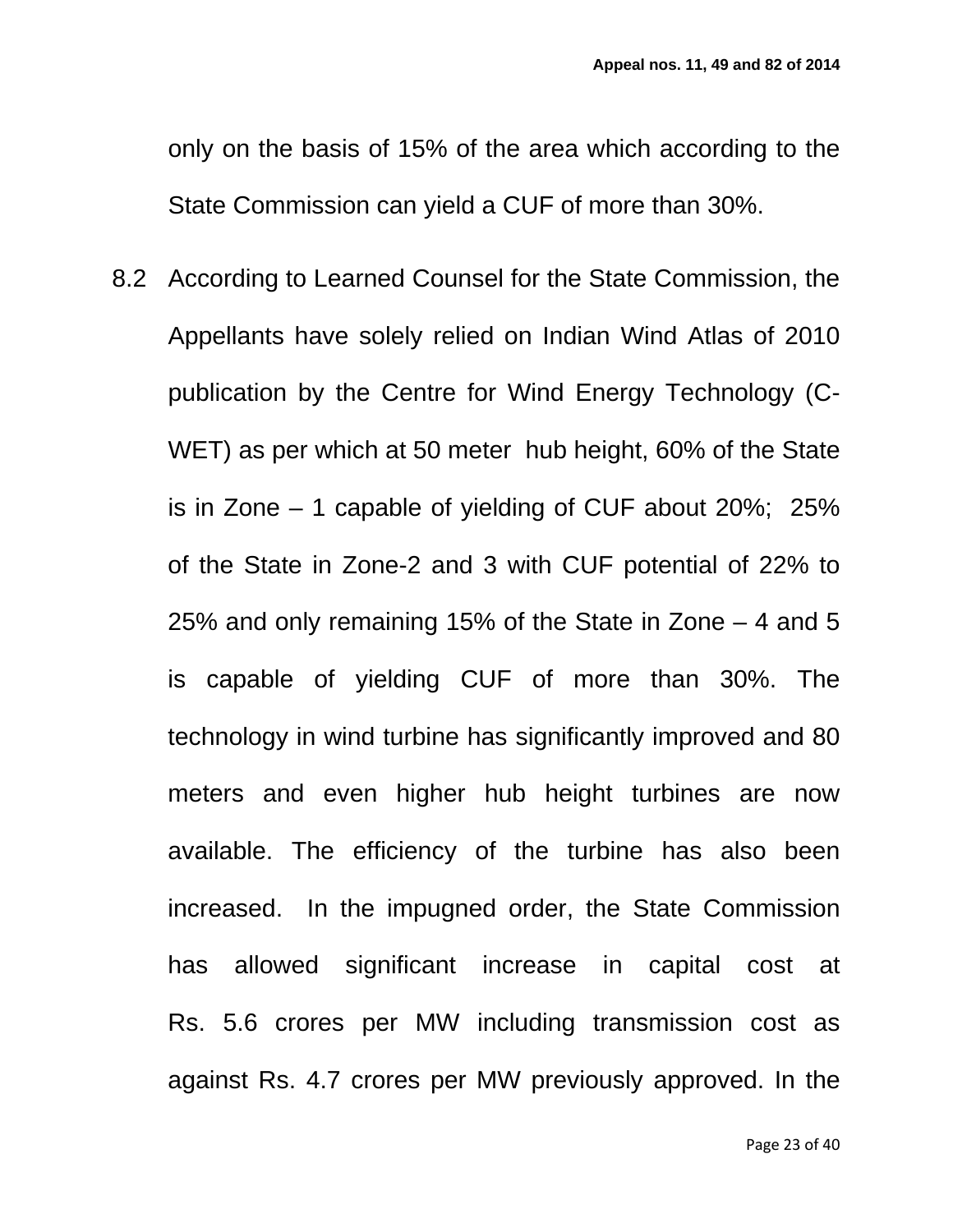only on the basis of 15% of the area which according to the State Commission can yield a CUF of more than 30%.

8.2 According to Learned Counsel for the State Commission, the Appellants have solely relied on Indian Wind Atlas of 2010 publication by the Centre for Wind Energy Technology (C-WET) as per which at 50 meter hub height, 60% of the State is in Zone – 1 capable of yielding of CUF about 20%; 25% of the State in Zone-2 and 3 with CUF potential of 22% to 25% and only remaining 15% of the State in Zone – 4 and 5 is capable of yielding CUF of more than 30%. The technology in wind turbine has significantly improved and 80 meters and even higher hub height turbines are now available. The efficiency of the turbine has also been increased. In the impugned order, the State Commission has allowed significant increase in capital cost at Rs. 5.6 crores per MW including transmission cost as against Rs. 4.7 crores per MW previously approved. In the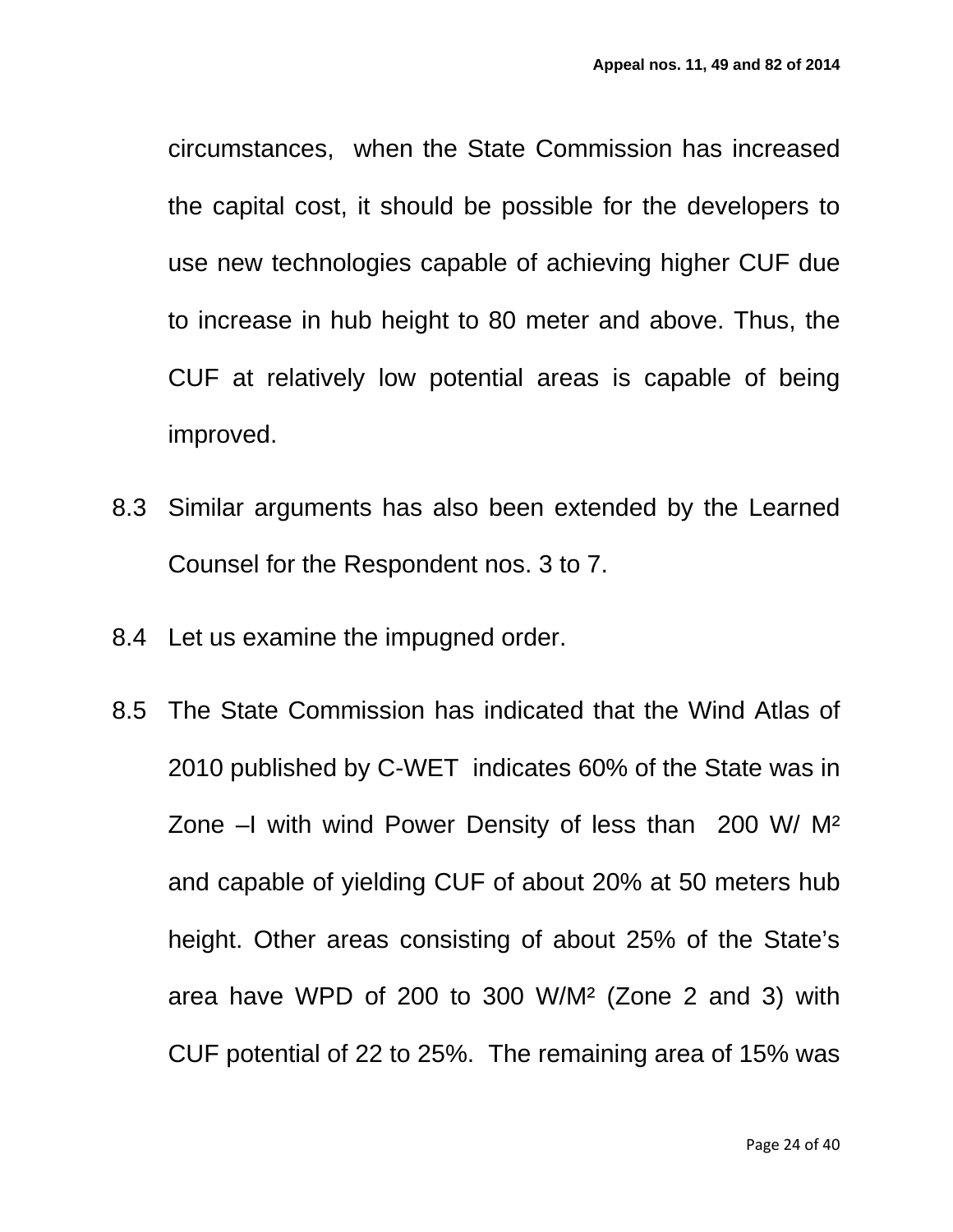circumstances, when the State Commission has increased the capital cost, it should be possible for the developers to use new technologies capable of achieving higher CUF due to increase in hub height to 80 meter and above. Thus, the CUF at relatively low potential areas is capable of being improved.

8.3 Similar arguments has also been extended by the Learned Counsel for the Respondent nos. 3 to 7.

8.4 Let us examine the impugned order.

8.5 The State Commission has indicated that the Wind Atlas of 2010 published by C-WET indicates 60% of the State was in Zone –I with wind Power Density of less than 200 W/ $M^2$ and capable of yielding CUF of about 20% at 50 meters hub height. Other areas consisting of about 25% of the State's area have WPD of 200 to 300 W/$M^2$ (Zone 2 and 3) with CUF potential of 22 to 25%. The remaining area of 15% was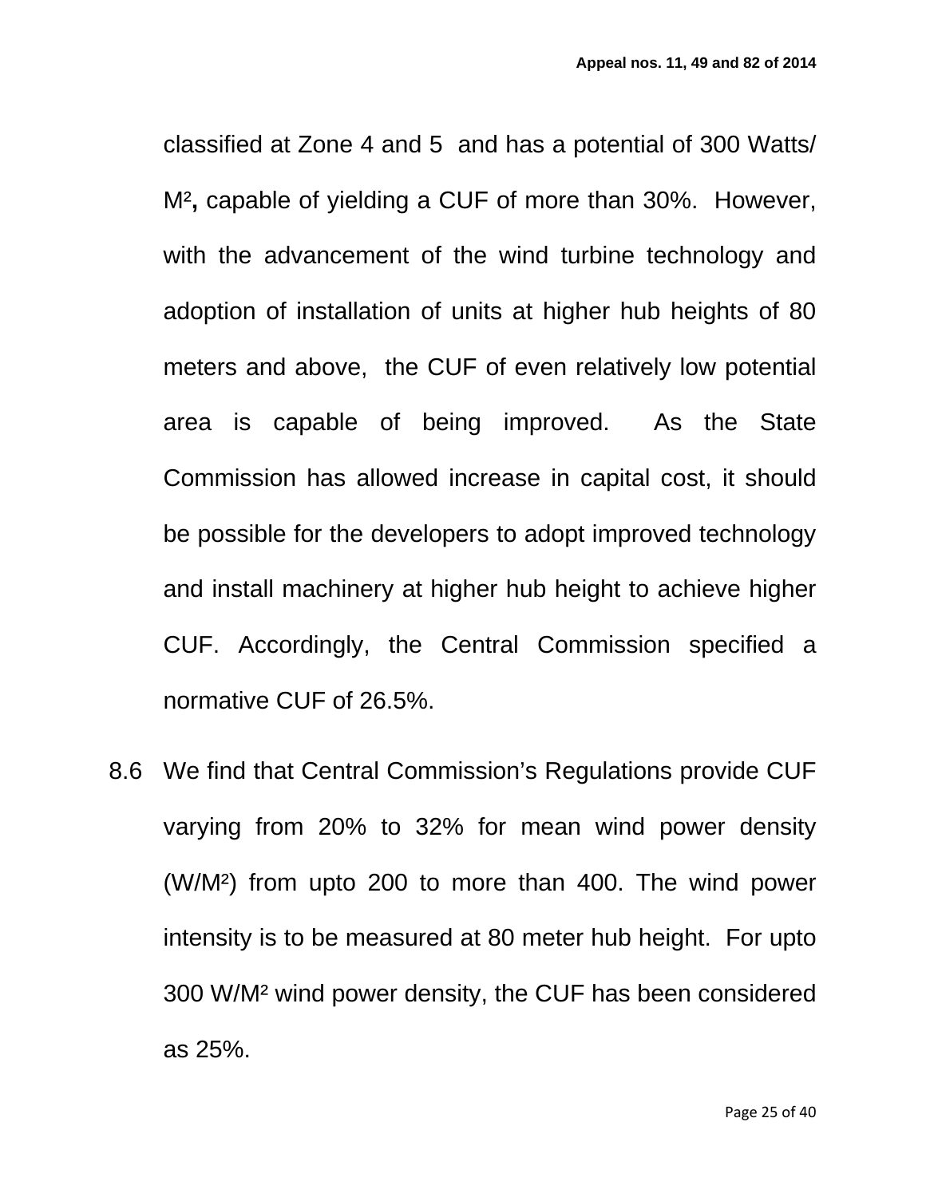classified at Zone 4 and 5 and has a potential of 300 Watts/ $M^2$**,** capable of yielding a CUF of more than 30%. However, with the advancement of the wind turbine technology and adoption of installation of units at higher hub heights of 80 meters and above, the CUF of even relatively low potential area is capable of being improved. As the State Commission has allowed increase in capital cost, it should be possible for the developers to adopt improved technology and install machinery at higher hub height to achieve higher CUF. Accordingly, the Central Commission specified a normative CUF of 26.5%.

8.6 We find that Central Commission's Regulations provide CUF varying from 20% to 32% for mean wind power density ($W/M^2$) from upto 200 to more than 400. The wind power intensity is to be measured at 80 meter hub height. For upto 300 $W/M^2$ wind power density, the CUF has been considered as 25%.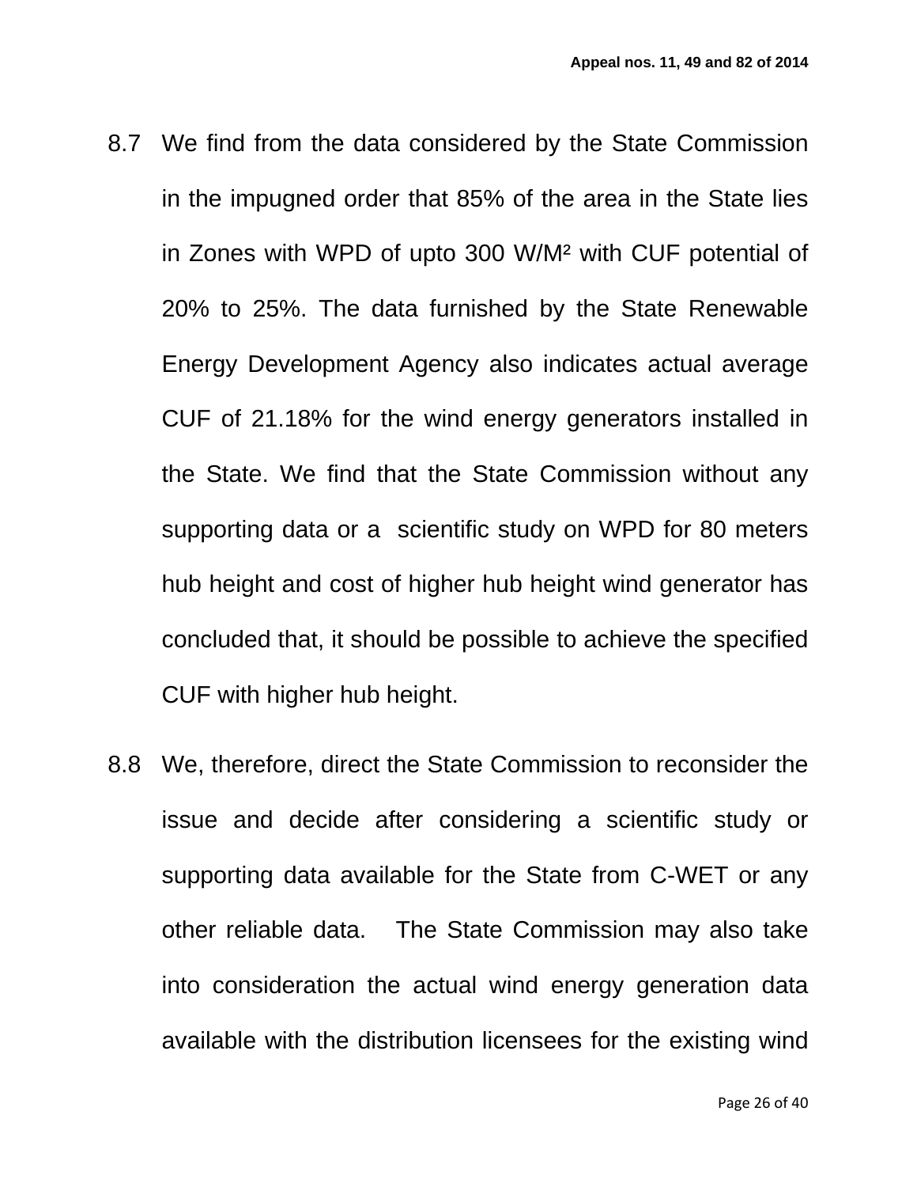8.7 We find from the data considered by the State Commission in the impugned order that 85% of the area in the State lies in Zones with WPD of upto 300 W/M² with CUF potential of 20% to 25%. The data furnished by the State Renewable Energy Development Agency also indicates actual average CUF of 21.18% for the wind energy generators installed in the State. We find that the State Commission without any supporting data or a scientific study on WPD for 80 meters hub height and cost of higher hub height wind generator has concluded that, it should be possible to achieve the specified CUF with higher hub height.

8.8 We, therefore, direct the State Commission to reconsider the issue and decide after considering a scientific study or supporting data available for the State from C-WET or any other reliable data. The State Commission may also take into consideration the actual wind energy generation data available with the distribution licensees for the existing wind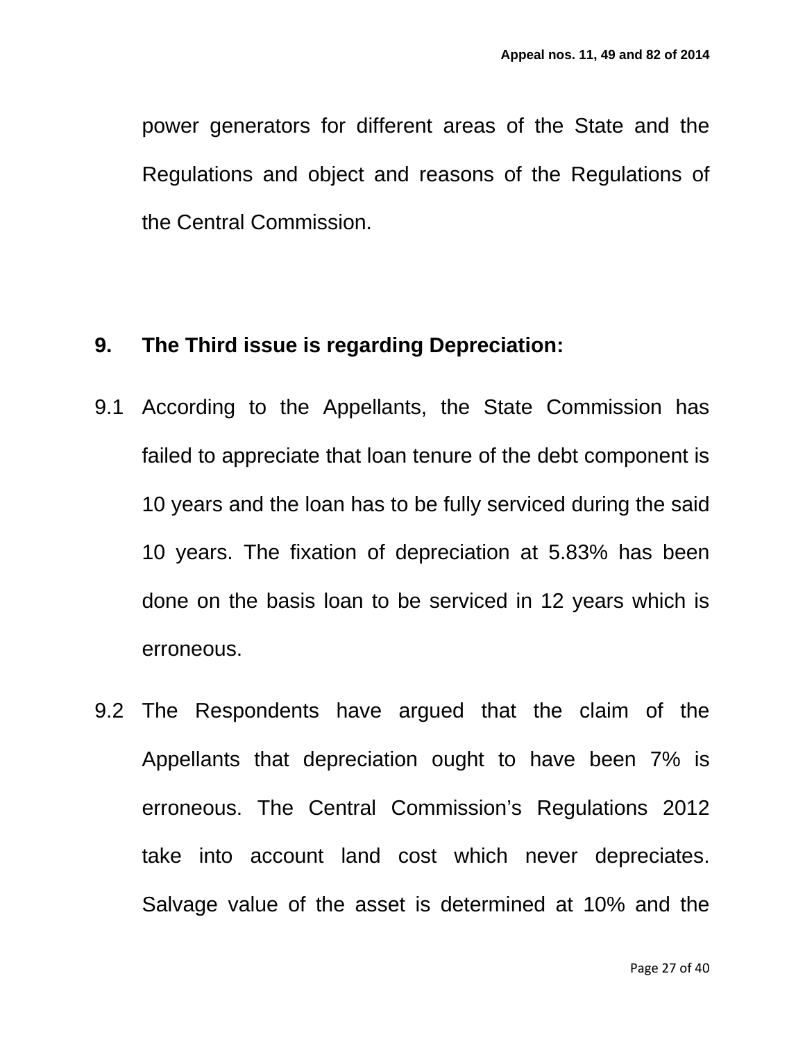power generators for different areas of the State and the Regulations and object and reasons of the Regulations of the Central Commission.

**9. The Third issue is regarding Depreciation:**

9.1 According to the Appellants, the State Commission has failed to appreciate that loan tenure of the debt component is 10 years and the loan has to be fully serviced during the said 10 years. The fixation of depreciation at 5.83% has been done on the basis loan to be serviced in 12 years which is erroneous.

9.2 The Respondents have argued that the claim of the Appellants that depreciation ought to have been 7% is erroneous. The Central Commission's Regulations 2012 take into account land cost which never depreciates. Salvage value of the asset is determined at 10% and the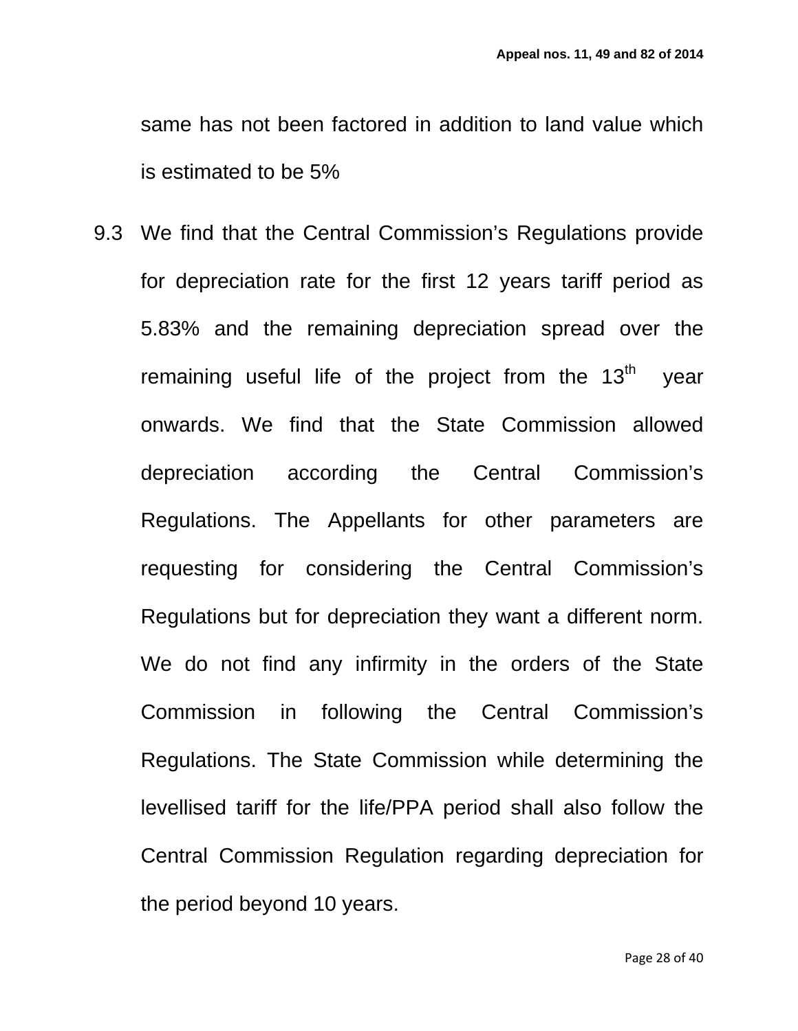same has not been factored in addition to land value which is estimated to be 5%

9.3 We find that the Central Commission's Regulations provide for depreciation rate for the first 12 years tariff period as 5.83% and the remaining depreciation spread over the remaining useful life of the project from the 13th year onwards. We find that the State Commission allowed depreciation according the Central Commission's Regulations. The Appellants for other parameters are requesting for considering the Central Commission's Regulations but for depreciation they want a different norm. We do not find any infirmity in the orders of the State Commission in following the Central Commission's Regulations. The State Commission while determining the levellised tariff for the life/PPA period shall also follow the Central Commission Regulation regarding depreciation for the period beyond 10 years.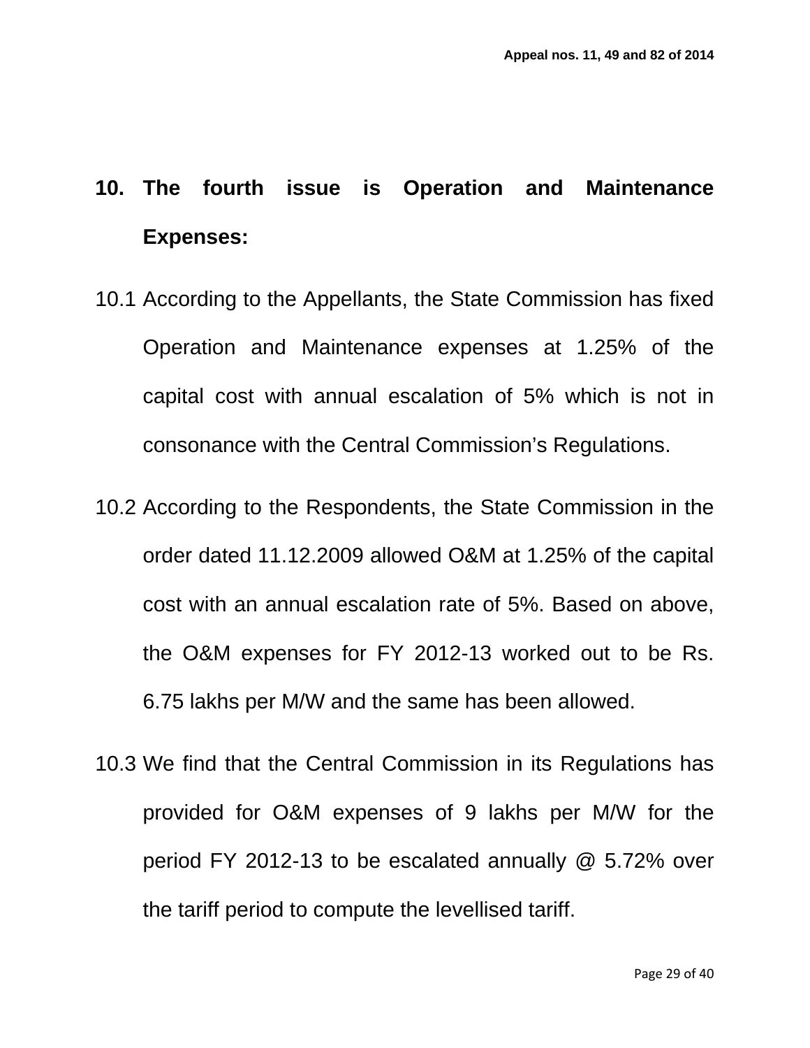**10. The fourth issue is Operation and Maintenance Expenses:**

10.1 According to the Appellants, the State Commission has fixed Operation and Maintenance expenses at 1.25% of the capital cost with annual escalation of 5% which is not in consonance with the Central Commission's Regulations.

10.2 According to the Respondents, the State Commission in the order dated 11.12.2009 allowed O&M at 1.25% of the capital cost with an annual escalation rate of 5%. Based on above, the O&M expenses for FY 2012-13 worked out to be Rs. 6.75 lakhs per M/W and the same has been allowed.

10.3 We find that the Central Commission in its Regulations has provided for O&M expenses of 9 lakhs per M/W for the period FY 2012-13 to be escalated annually @ 5.72% over the tariff period to compute the levellised tariff.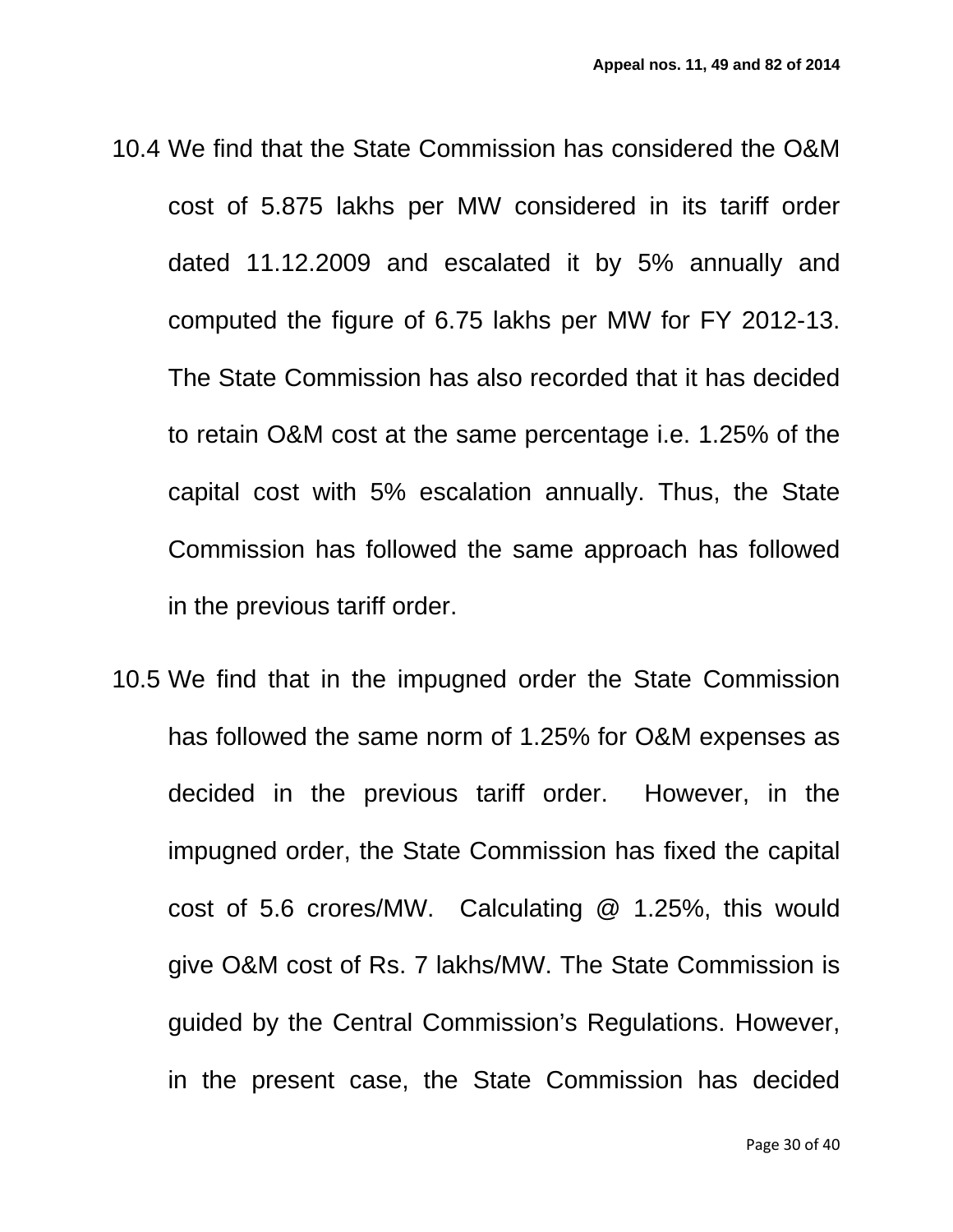10.4 We find that the State Commission has considered the O&M cost of 5.875 lakhs per MW considered in its tariff order dated 11.12.2009 and escalated it by 5% annually and computed the figure of 6.75 lakhs per MW for FY 2012-13. The State Commission has also recorded that it has decided to retain O&M cost at the same percentage i.e. 1.25% of the capital cost with 5% escalation annually. Thus, the State Commission has followed the same approach has followed in the previous tariff order.

10.5 We find that in the impugned order the State Commission has followed the same norm of 1.25% for O&M expenses as decided in the previous tariff order. However, in the impugned order, the State Commission has fixed the capital cost of 5.6 crores/MW. Calculating @ 1.25%, this would give O&M cost of Rs. 7 lakhs/MW. The State Commission is guided by the Central Commission's Regulations. However, in the present case, the State Commission has decided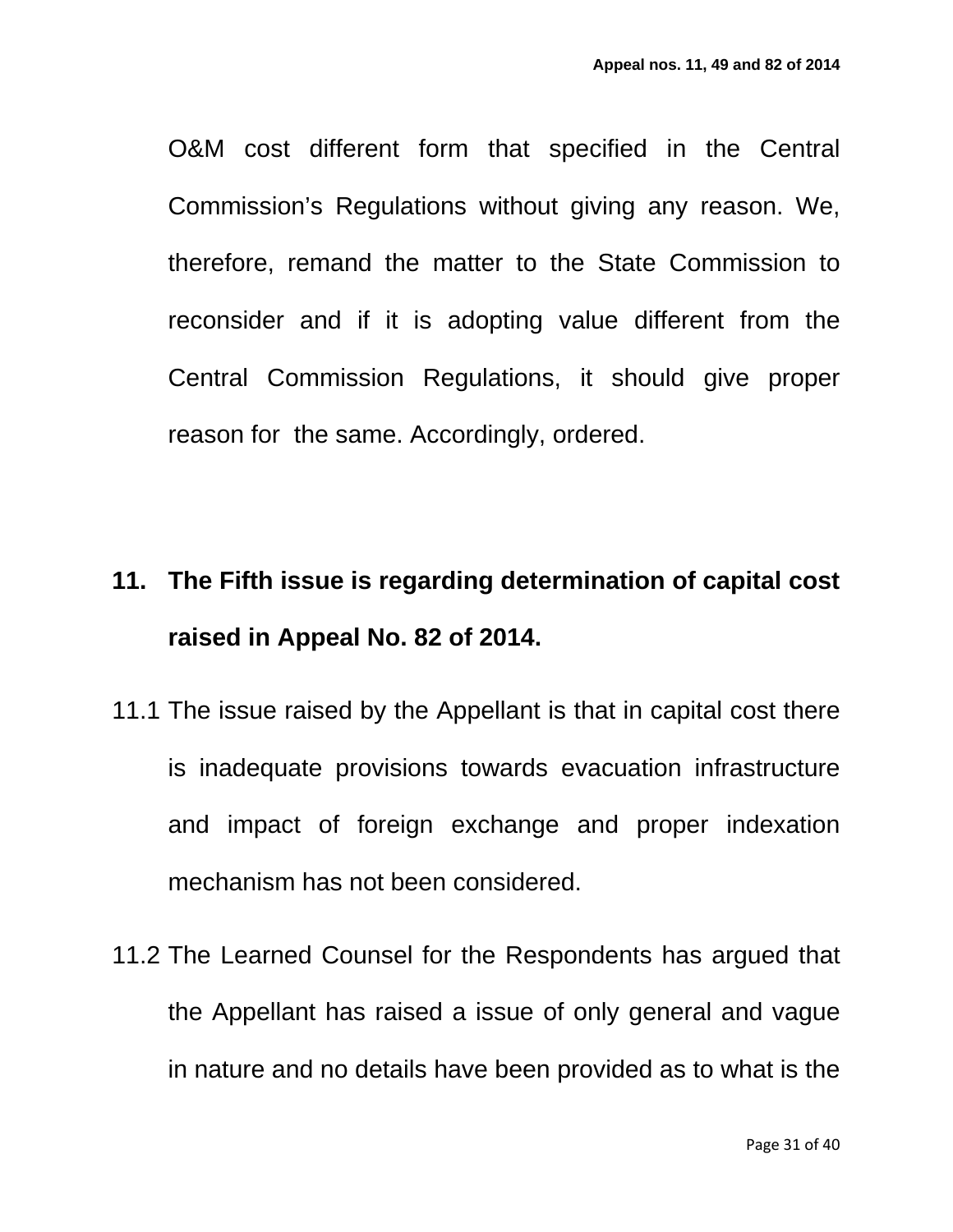O&M cost different form that specified in the Central Commission's Regulations without giving any reason. We, therefore, remand the matter to the State Commission to reconsider and if it is adopting value different from the Central Commission Regulations, it should give proper reason for the same. Accordingly, ordered.

**11. The Fifth issue is regarding determination of capital cost raised in Appeal No. 82 of 2014.**

11.1 The issue raised by the Appellant is that in capital cost there is inadequate provisions towards evacuation infrastructure and impact of foreign exchange and proper indexation mechanism has not been considered.

11.2 The Learned Counsel for the Respondents has argued that the Appellant has raised a issue of only general and vague in nature and no details have been provided as to what is the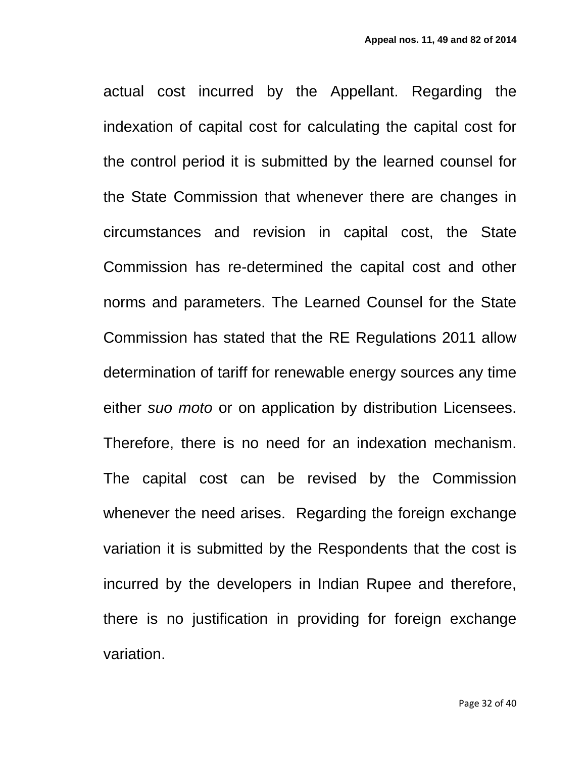actual cost incurred by the Appellant. Regarding the indexation of capital cost for calculating the capital cost for the control period it is submitted by the learned counsel for the State Commission that whenever there are changes in circumstances and revision in capital cost, the State Commission has re-determined the capital cost and other norms and parameters. The Learned Counsel for the State Commission has stated that the RE Regulations 2011 allow determination of tariff for renewable energy sources any time either *suo moto* or on application by distribution Licensees. Therefore, there is no need for an indexation mechanism. The capital cost can be revised by the Commission whenever the need arises. Regarding the foreign exchange variation it is submitted by the Respondents that the cost is incurred by the developers in Indian Rupee and therefore, there is no justification in providing for foreign exchange variation.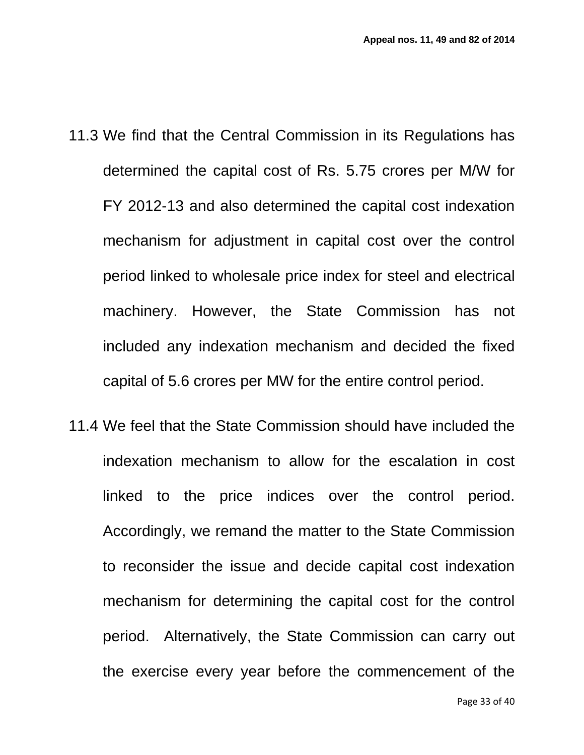11.3 We find that the Central Commission in its Regulations has determined the capital cost of Rs. 5.75 crores per M/W for FY 2012-13 and also determined the capital cost indexation mechanism for adjustment in capital cost over the control period linked to wholesale price index for steel and electrical machinery. However, the State Commission has not included any indexation mechanism and decided the fixed capital of 5.6 crores per MW for the entire control period.

11.4 We feel that the State Commission should have included the indexation mechanism to allow for the escalation in cost linked to the price indices over the control period. Accordingly, we remand the matter to the State Commission to reconsider the issue and decide capital cost indexation mechanism for determining the capital cost for the control period. Alternatively, the State Commission can carry out the exercise every year before the commencement of the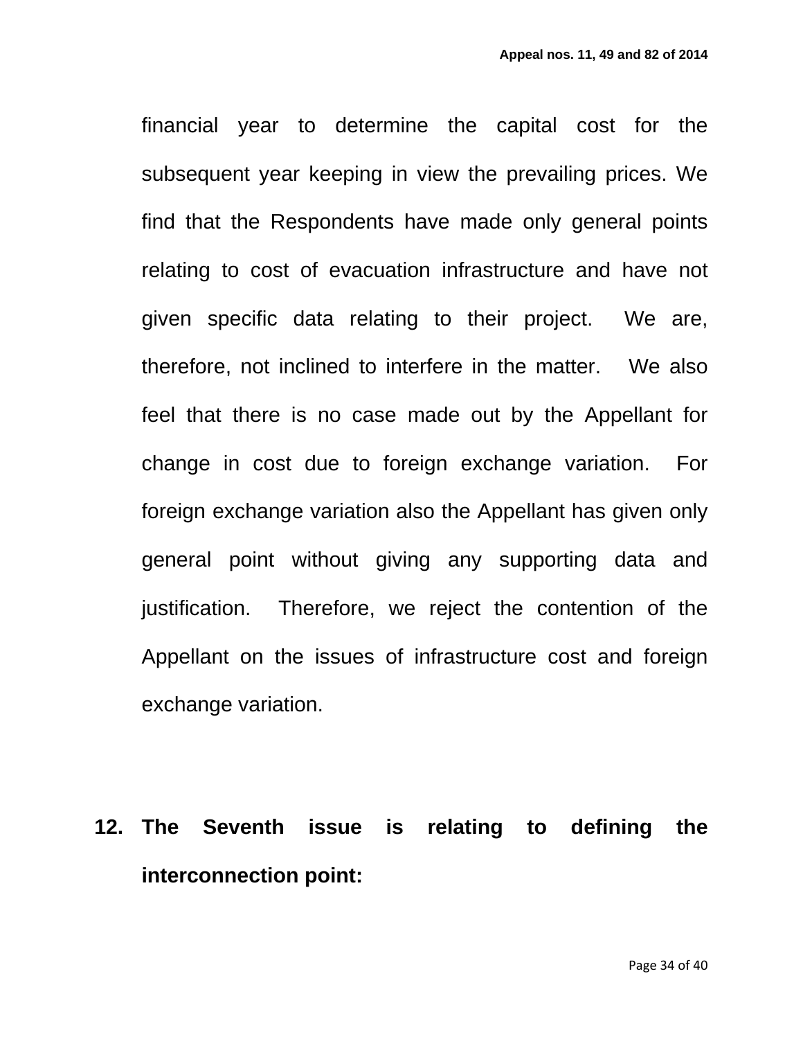financial year to determine the capital cost for the subsequent year keeping in view the prevailing prices. We find that the Respondents have made only general points relating to cost of evacuation infrastructure and have not given specific data relating to their project. We are, therefore, not inclined to interfere in the matter. We also feel that there is no case made out by the Appellant for change in cost due to foreign exchange variation. For foreign exchange variation also the Appellant has given only general point without giving any supporting data and justification. Therefore, we reject the contention of the Appellant on the issues of infrastructure cost and foreign exchange variation.

**12. The Seventh issue is relating to defining the interconnection point:**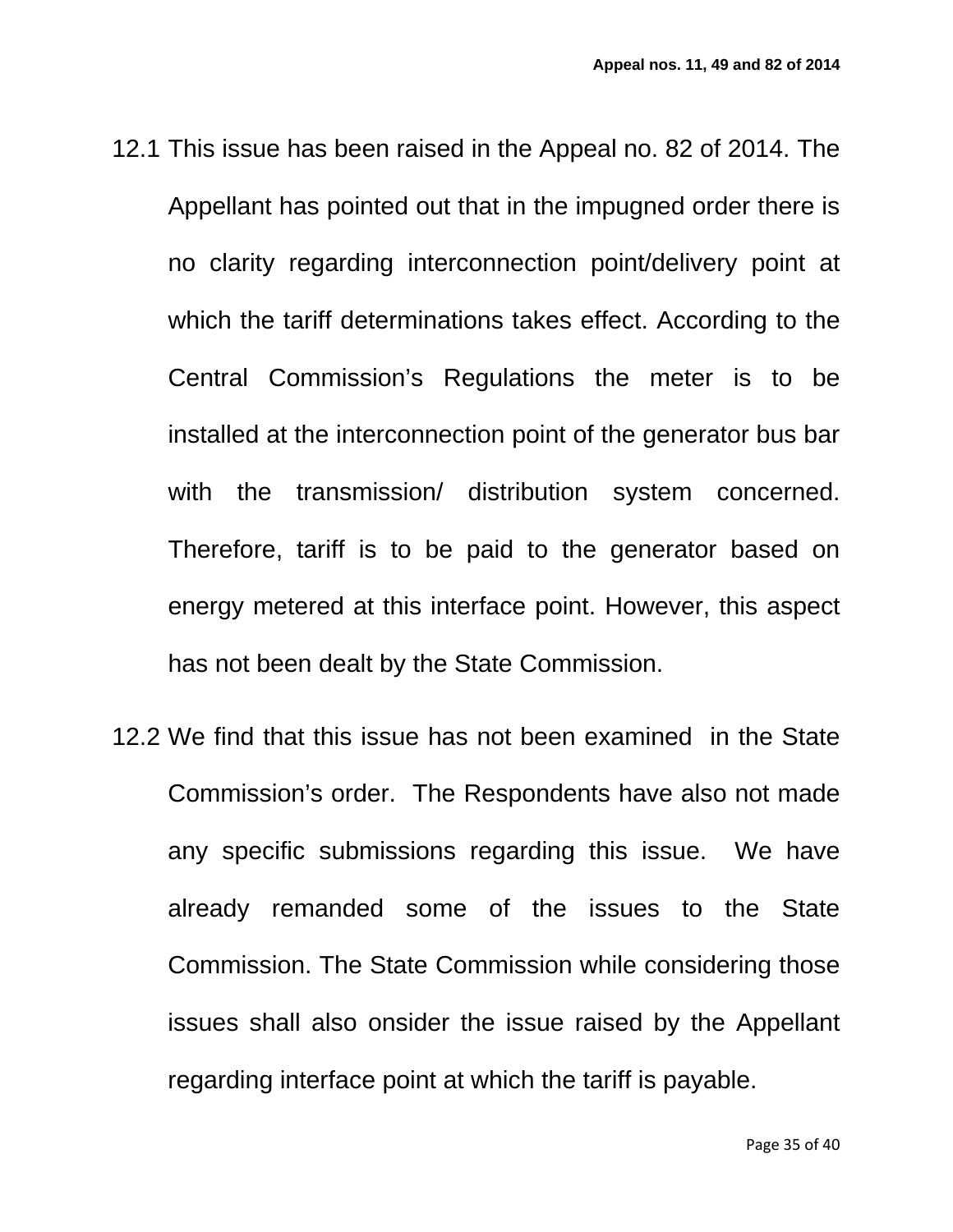12.1 This issue has been raised in the Appeal no. 82 of 2014. The Appellant has pointed out that in the impugned order there is no clarity regarding interconnection point/delivery point at which the tariff determinations takes effect. According to the Central Commission's Regulations the meter is to be installed at the interconnection point of the generator bus bar with the transmission/ distribution system concerned. Therefore, tariff is to be paid to the generator based on energy metered at this interface point. However, this aspect has not been dealt by the State Commission.

12.2 We find that this issue has not been examined in the State Commission's order. The Respondents have also not made any specific submissions regarding this issue. We have already remanded some of the issues to the State Commission. The State Commission while considering those issues shall also onsider the issue raised by the Appellant regarding interface point at which the tariff is payable.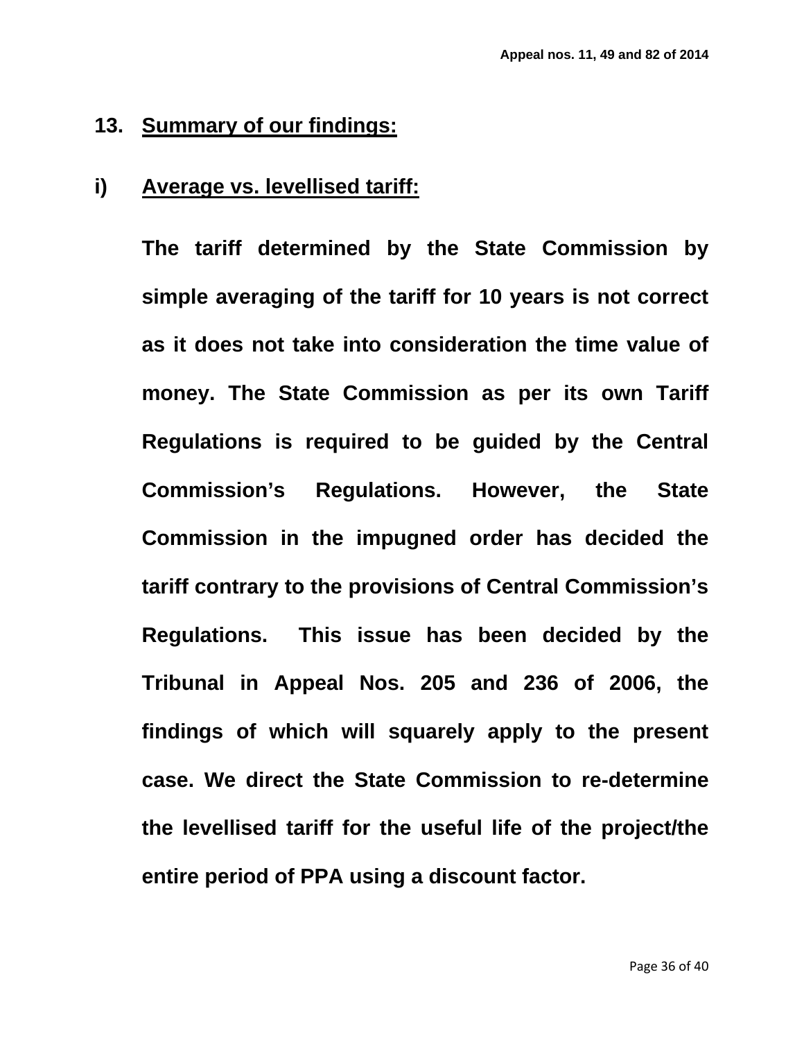## 13. Summary of our findings:

### i) Average vs. levellised tariff:

**The tariff determined by the State Commission by simple averaging of the tariff for 10 years is not correct as it does not take into consideration the time value of money. The State Commission as per its own Tariff Regulations is required to be guided by the Central Commission's Regulations. However, the State Commission in the impugned order has decided the tariff contrary to the provisions of Central Commission's Regulations. This issue has been decided by the Tribunal in Appeal Nos. 205 and 236 of 2006, the findings of which will squarely apply to the present case. We direct the State Commission to re-determine the levellised tariff for the useful life of the project/the entire period of PPA using a discount factor.**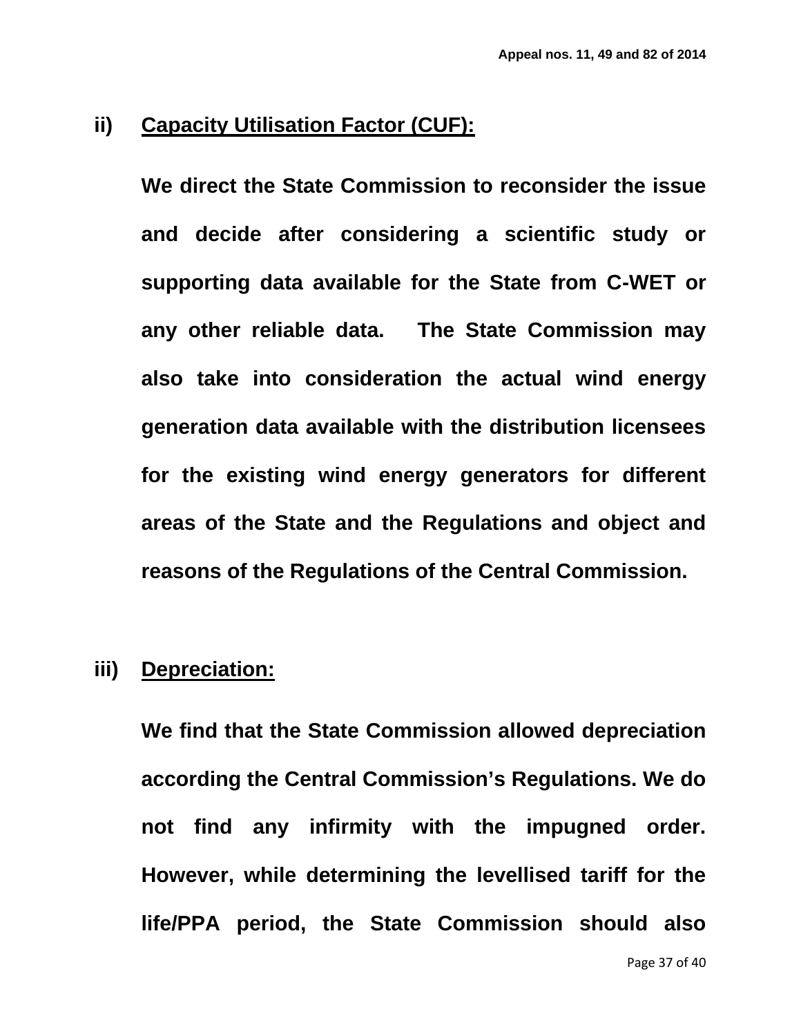**ii) <u>Capacity Utilisation Factor (CUF):</u>**

**We direct the State Commission to reconsider the issue and decide after considering a scientific study or supporting data available for the State from C-WET or any other reliable data. The State Commission may also take into consideration the actual wind energy generation data available with the distribution licensees for the existing wind energy generators for different areas of the State and the Regulations and object and reasons of the Regulations of the Central Commission.**

**iii) <u>Depreciation:</u>**

**We find that the State Commission allowed depreciation according the Central Commission's Regulations. We do not find any infirmity with the impugned order. However, while determining the levellised tariff for the life/PPA period, the State Commission should also**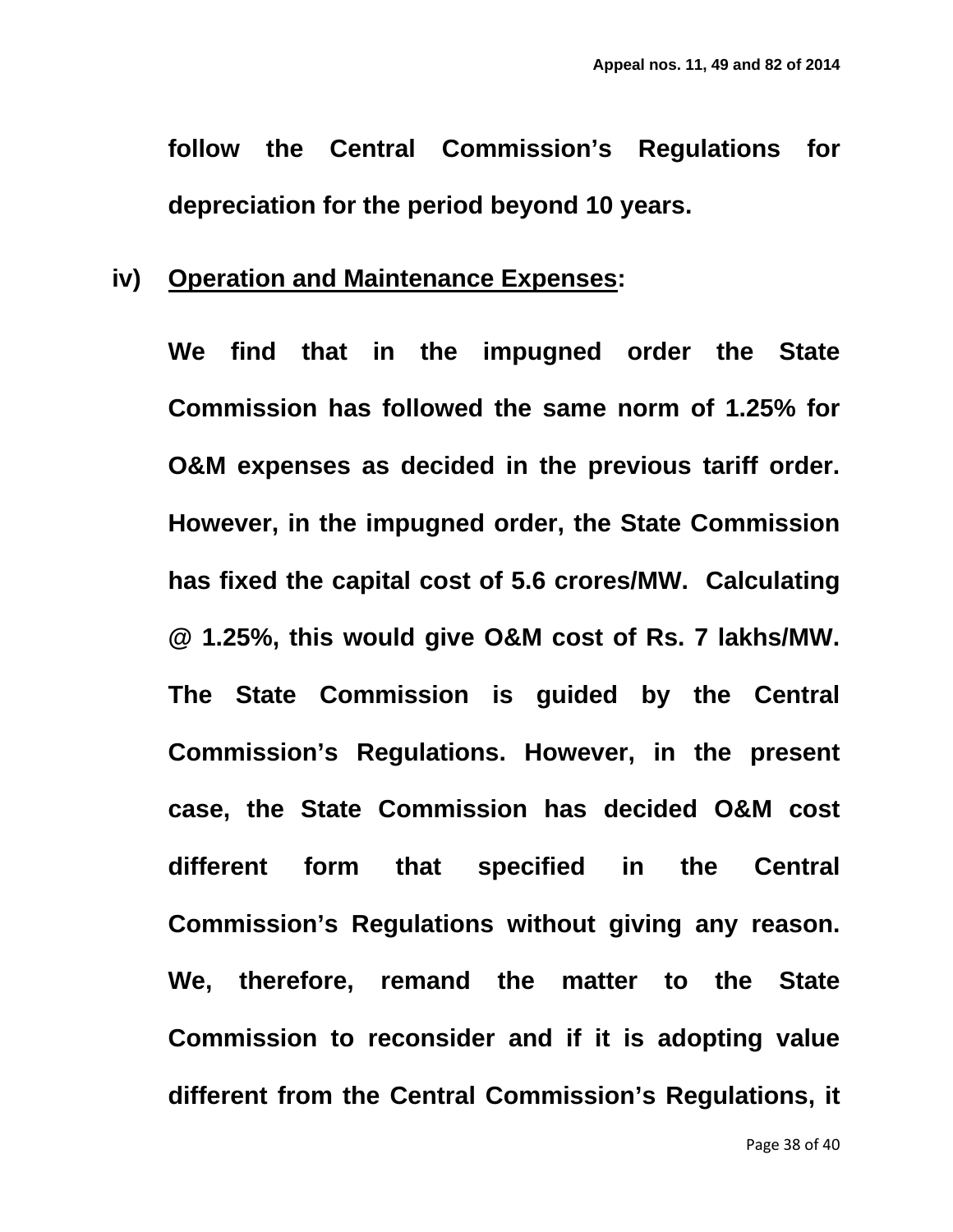**follow the Central Commission's Regulations for depreciation for the period beyond 10 years.**

**iv) <u>Operation and Maintenance Expenses</u>:**

**We find that in the impugned order the State Commission has followed the same norm of 1.25% for O&M expenses as decided in the previous tariff order. However, in the impugned order, the State Commission has fixed the capital cost of 5.6 crores/MW. Calculating @ 1.25%, this would give O&M cost of Rs. 7 lakhs/MW. The State Commission is guided by the Central Commission's Regulations. However, in the present case, the State Commission has decided O&M cost different form that specified in the Central Commission's Regulations without giving any reason. We, therefore, remand the matter to the State Commission to reconsider and if it is adopting value different from the Central Commission's Regulations, it**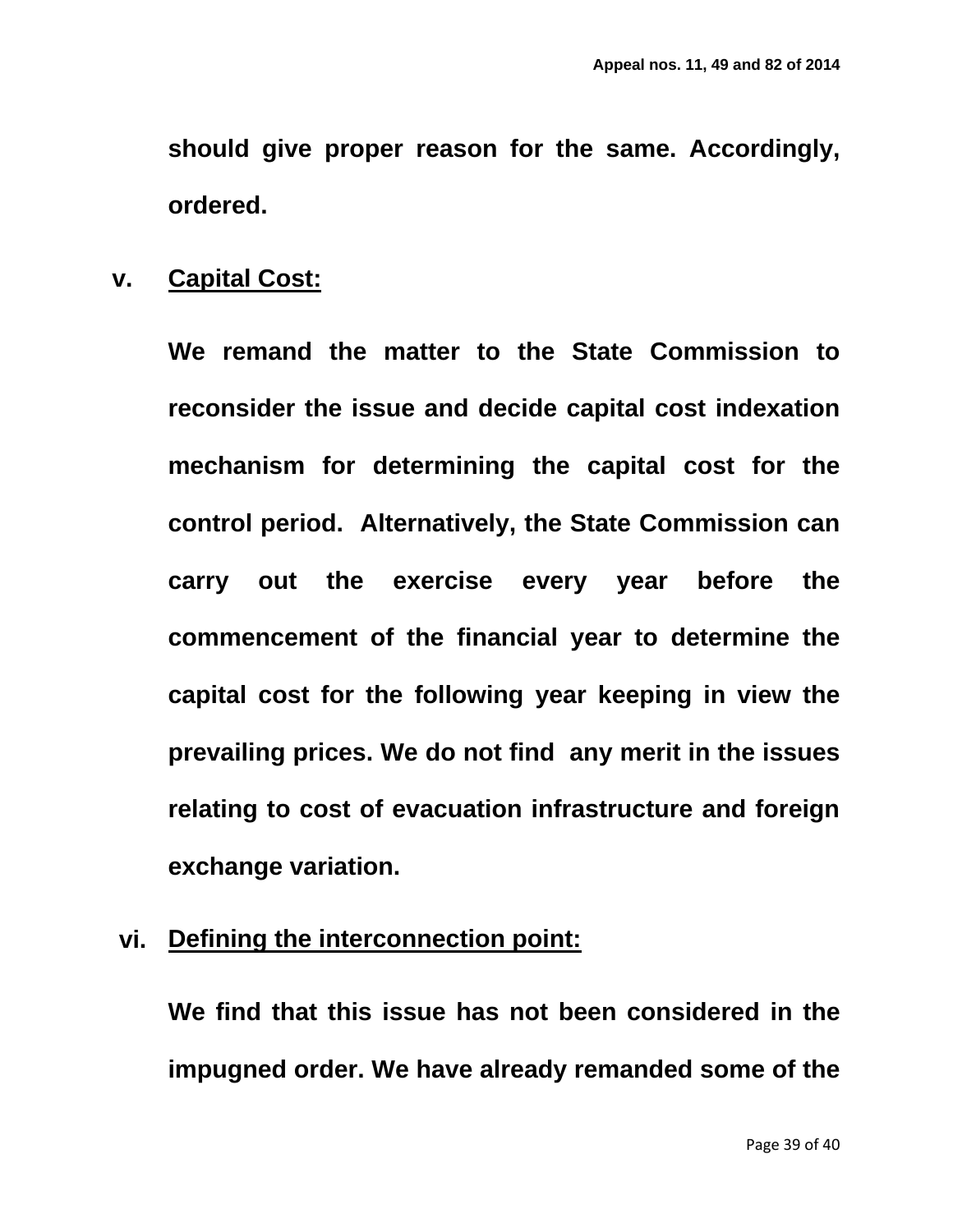**should give proper reason for the same. Accordingly, ordered.**

**v. Capital Cost:**

**We remand the matter to the State Commission to reconsider the issue and decide capital cost indexation mechanism for determining the capital cost for the control period. Alternatively, the State Commission can carry out the exercise every year before the commencement of the financial year to determine the capital cost for the following year keeping in view the prevailing prices. We do not find any merit in the issues relating to cost of evacuation infrastructure and foreign exchange variation.**

**vi. Defining the interconnection point:**

**We find that this issue has not been considered in the impugned order. We have already remanded some of the**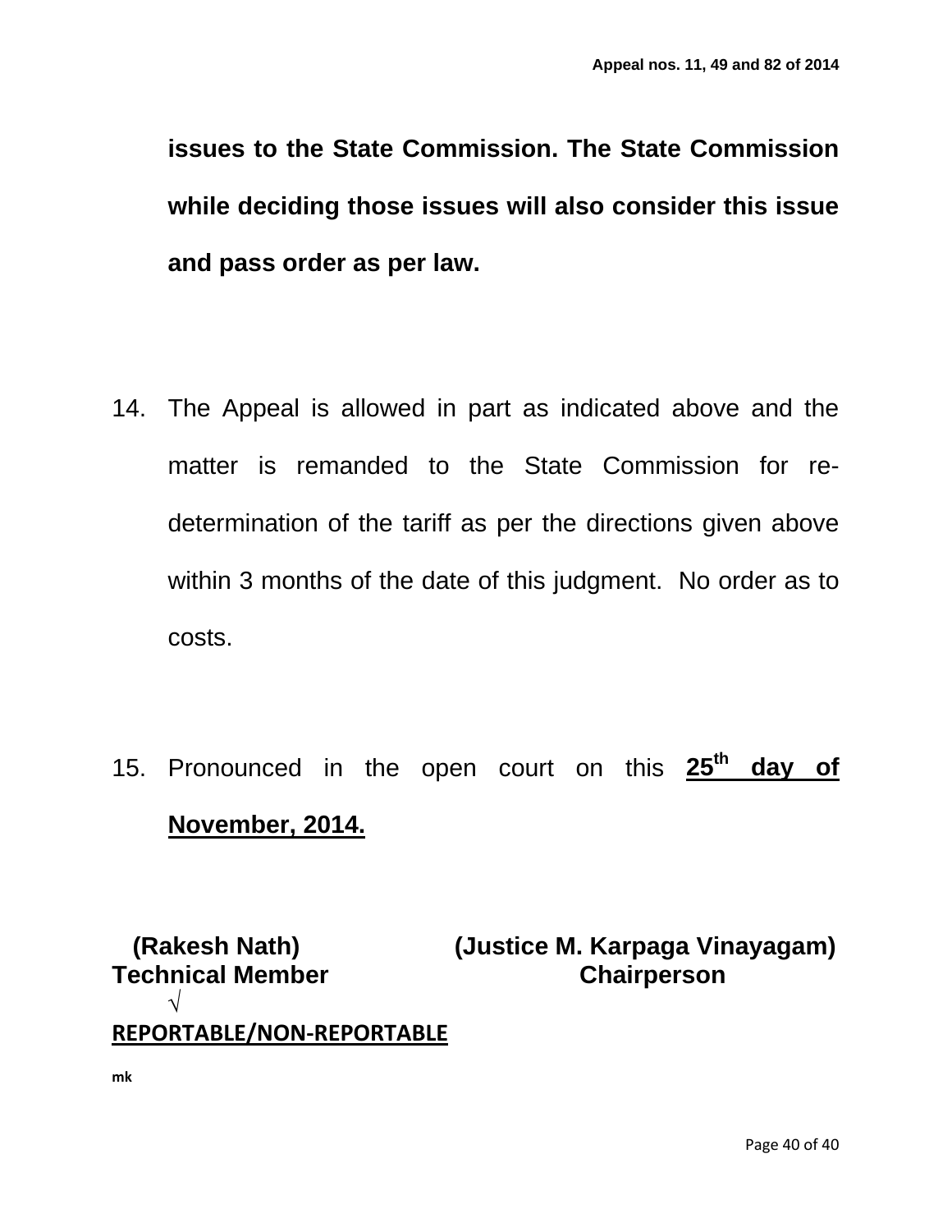**issues to the State Commission. The State Commission while deciding those issues will also consider this issue and pass order as per law.**

14. The Appeal is allowed in part as indicated above and the matter is remanded to the State Commission for re-determination of the tariff as per the directions given above within 3 months of the date of this judgment. No order as to costs.

15. Pronounced in the open court on this **25th day of November, 2014.**

**(Rakesh Nath)**
**Technical Member**

**(Justice M. Karpaga Vinayagam)**
**Chairperson**

√
**REPORTABLE/NON-REPORTABLE**

**mk**